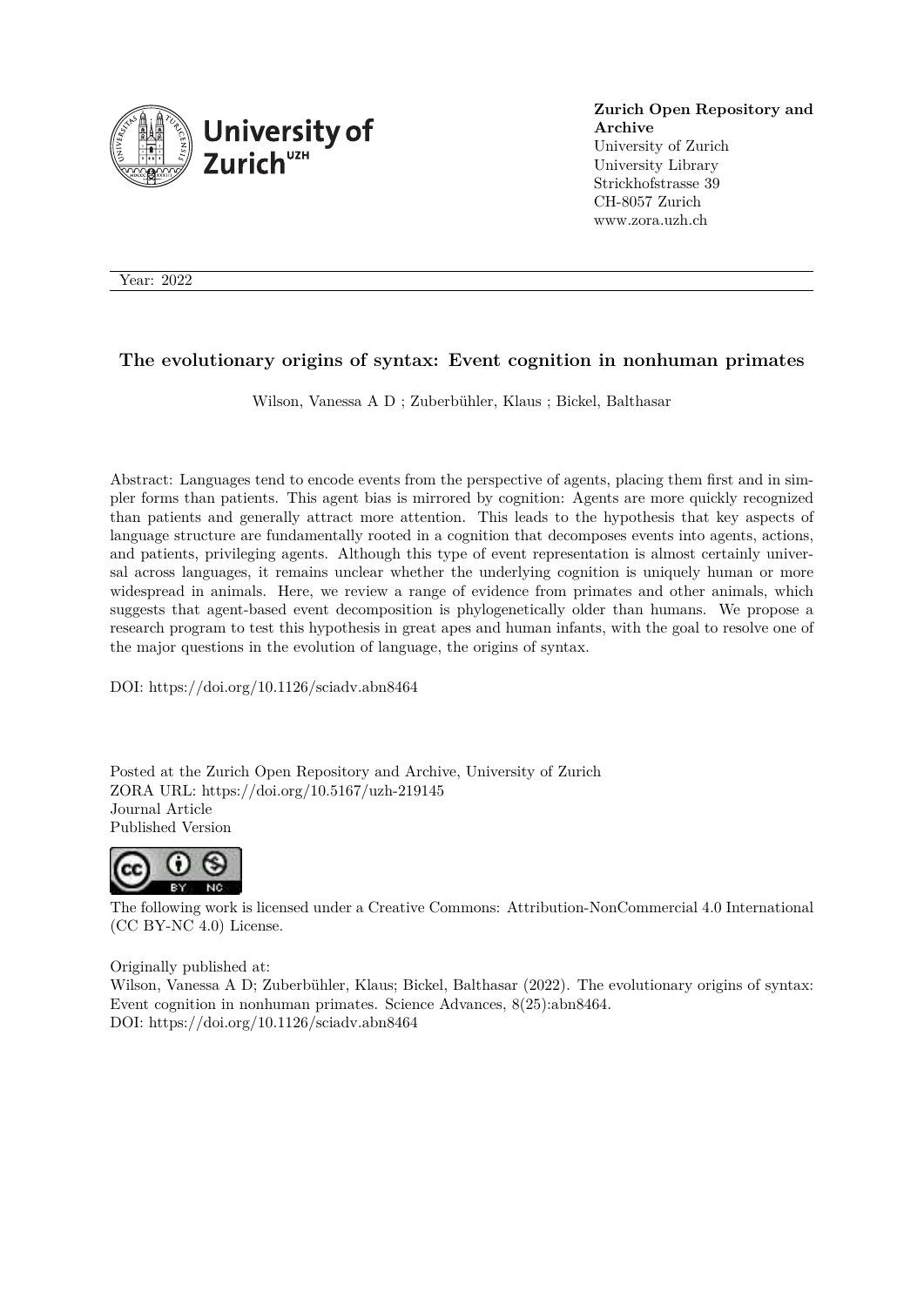**Zurich Open Repository and Archive**
University of Zurich
University Library
Strickhofstrasse 39
CH-8057 Zurich
www.zora.uzh.ch

Year: 2022

## The evolutionary origins of syntax: Event cognition in nonhuman primates

Wilson, Vanessa A D ; Zuberbühler, Klaus ; Bickel, Balthasar

Abstract: Languages tend to encode events from the perspective of agents, placing them first and in simpler forms than patients. This agent bias is mirrored by cognition: Agents are more quickly recognized than patients and generally attract more attention. This leads to the hypothesis that key aspects of language structure are fundamentally rooted in a cognition that decomposes events into agents, actions, and patients, privileging agents. Although this type of event representation is almost certainly universal across languages, it remains unclear whether the underlying cognition is uniquely human or more widespread in animals. Here, we review a range of evidence from primates and other animals, which suggests that agent-based event decomposition is phylogenetically older than humans. We propose a research program to test this hypothesis in great apes and human infants, with the goal to resolve one of the major questions in the evolution of language, the origins of syntax.

DOI: https://doi.org/10.1126/sciadv.abn8464

Posted at the Zurich Open Repository and Archive, University of Zurich
ZORA URL: https://doi.org/10.5167/uzh-219145
Journal Article
Published Version

The following work is licensed under a Creative Commons: Attribution-NonCommercial 4.0 International (CC BY-NC 4.0) License.

Originally published at:
Wilson, Vanessa A D; Zuberbühler, Klaus; Bickel, Balthasar (2022). The evolutionary origins of syntax: Event cognition in nonhuman primates. Science Advances, 8(25):abn8464.
DOI: https://doi.org/10.1126/sciadv.abn8464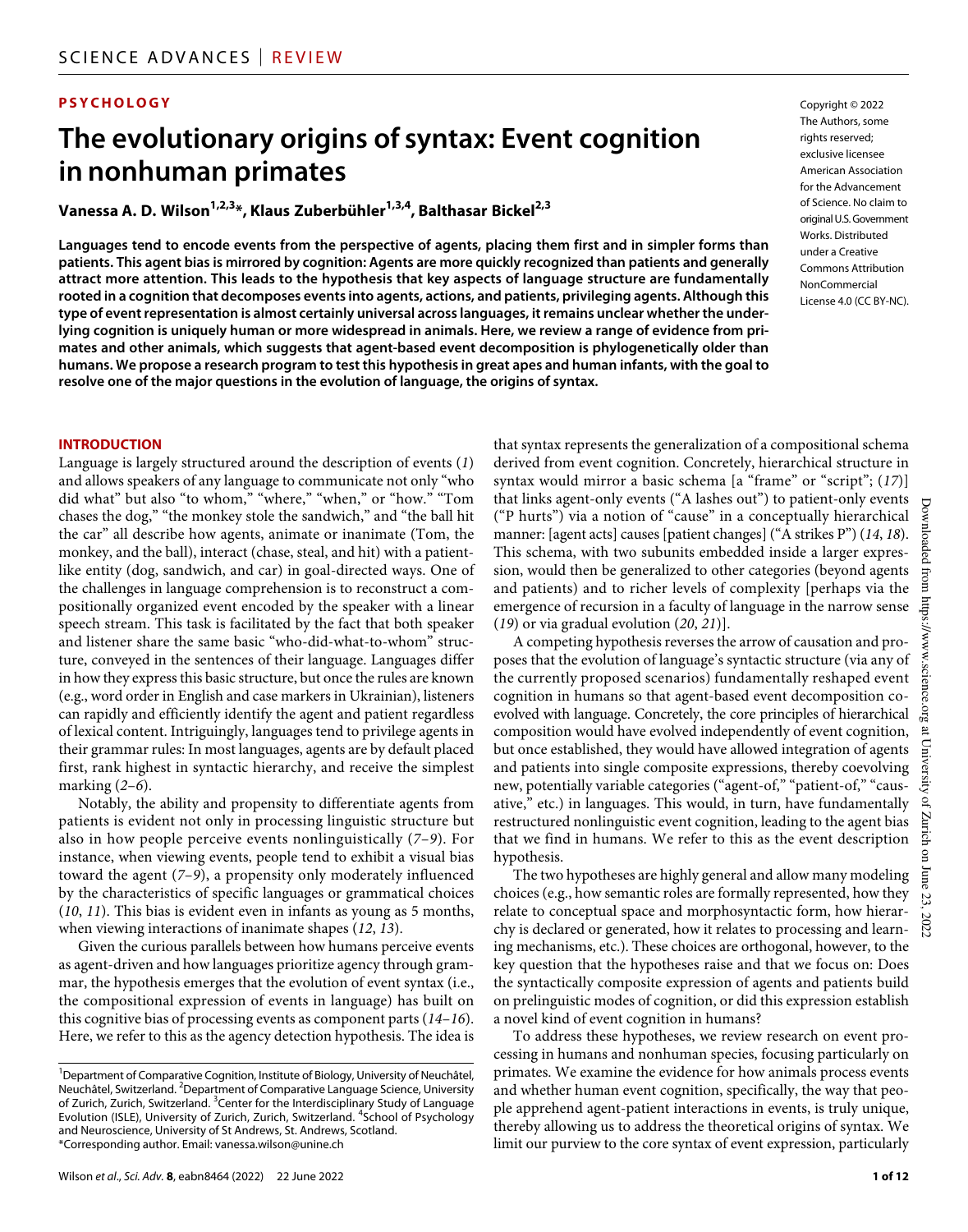PSYCHOLOGY

# The evolutionary origins of syntax: Event cognition in nonhuman primates

**Vanessa A. D. Wilson[1,2,3]*, Klaus Zuberbühler[1,3,4], Balthasar Bickel[2,3]**

Copyright © 2022 The Authors, some rights reserved; exclusive licensee American Association for the Advancement of Science. No claim to original U.S. Government Works. Distributed under a Creative Commons Attribution NonCommercial License 4.0 (CC BY-NC).

**Languages tend to encode events from the perspective of agents, placing them first and in simpler forms than patients. This agent bias is mirrored by cognition: Agents are more quickly recognized than patients and generally attract more attention. This leads to the hypothesis that key aspects of language structure are fundamentally rooted in a cognition that decomposes events into agents, actions, and patients, privileging agents. Although this type of event representation is almost certainly universal across languages, it remains unclear whether the underlying cognition is uniquely human or more widespread in animals. Here, we review a range of evidence from primates and other animals, which suggests that agent-based event decomposition is phylogenetically older than humans. We propose a research program to test this hypothesis in great apes and human infants, with the goal to resolve one of the major questions in the evolution of language, the origins of syntax.**

## INTRODUCTION

Language is largely structured around the description of events (*1*) and allows speakers of any language to communicate not only "who did what" but also "to whom," "where," "when," or "how." "Tom chases the dog," "the monkey stole the sandwich," and "the ball hit the car" all describe how agents, animate or inanimate (Tom, the monkey, and the ball), interact (chase, steal, and hit) with a patient-like entity (dog, sandwich, and car) in goal-directed ways. One of the challenges in language comprehension is to reconstruct a compositionally organized event encoded by the speaker with a linear speech stream. This task is facilitated by the fact that both speaker and listener share the same basic "who-did-what-to-whom" structure, conveyed in the sentences of their language. Languages differ in how they express this basic structure, but once the rules are known (e.g., word order in English and case markers in Ukrainian), listeners can rapidly and efficiently identify the agent and patient regardless of lexical content. Intriguingly, languages tend to privilege agents in their grammar rules: In most languages, agents are by default placed first, rank highest in syntactic hierarchy, and receive the simplest marking (*2*–*6*).

Notably, the ability and propensity to differentiate agents from patients is evident not only in processing linguistic structure but also in how people perceive events nonlinguistically (*7*–*9*). For instance, when viewing events, people tend to exhibit a visual bias toward the agent (*7*–*9*), a propensity only moderately influenced by the characteristics of specific languages or grammatical choices (*10*, *11*). This bias is evident even in infants as young as 5 months, when viewing interactions of inanimate shapes (*12*, *13*).

Given the curious parallels between how humans perceive events as agent-driven and how languages prioritize agency through grammar, the hypothesis emerges that the evolution of event syntax (i.e., the compositional expression of events in language) has built on this cognitive bias of processing events as component parts (*14*–*16*). Here, we refer to this as the agency detection hypothesis. The idea is that syntax represents the generalization of a compositional schema derived from event cognition. Concretely, hierarchical structure in syntax would mirror a basic schema [a "frame" or "script"; (*17*)] that links agent-only events ("A lashes out") to patient-only events ("P hurts") via a notion of "cause" in a conceptually hierarchical manner: [agent acts] causes [patient changes] ("A strikes P") (*14*, *18*). This schema, with two subunits embedded inside a larger expression, would then be generalized to other categories (beyond agents and patients) and to richer levels of complexity [perhaps via the emergence of recursion in a faculty of language in the narrow sense (*19*) or via gradual evolution (*20*, *21*)].

A competing hypothesis reverses the arrow of causation and proposes that the evolution of language's syntactic structure (via any of the currently proposed scenarios) fundamentally reshaped event cognition in humans so that agent-based event decomposition coevolved with language. Concretely, the core principles of hierarchical composition would have evolved independently of event cognition, but once established, they would have allowed integration of agents and patients into single composite expressions, thereby coevolving new, potentially variable categories ("agent-of," "patient-of," "causative," etc.) in languages. This would, in turn, have fundamentally restructured nonlinguistic event cognition, leading to the agent bias that we find in humans. We refer to this as the event description hypothesis.

The two hypotheses are highly general and allow many modeling choices (e.g., how semantic roles are formally represented, how they relate to conceptual space and morphosyntactic form, how hierarchy is declared or generated, how it relates to processing and learning mechanisms, etc.). These choices are orthogonal, however, to the key question that the hypotheses raise and that we focus on: Does the syntactically composite expression of agents and patients build on prelinguistic modes of cognition, or did this expression establish a novel kind of event cognition in humans?

To address these hypotheses, we review research on event processing in humans and nonhuman species, focusing particularly on primates. We examine the evidence for how animals process events and whether human event cognition, specifically, the way that people apprehend agent-patient interactions in events, is truly unique, thereby allowing us to address the theoretical origins of syntax. We limit our purview to the core syntax of event expression, particularly

---

[1]Department of Comparative Cognition, Institute of Biology, University of Neuchâtel, Neuchâtel, Switzerland. [2]Department of Comparative Language Science, University of Zurich, Zurich, Switzerland. [3]Center for the Interdisciplinary Study of Language Evolution (ISLE), University of Zurich, Zurich, Switzerland. [4]School of Psychology and Neuroscience, University of St Andrews, St. Andrews, Scotland.
*Corresponding author. Email: vanessa.wilson@unine.ch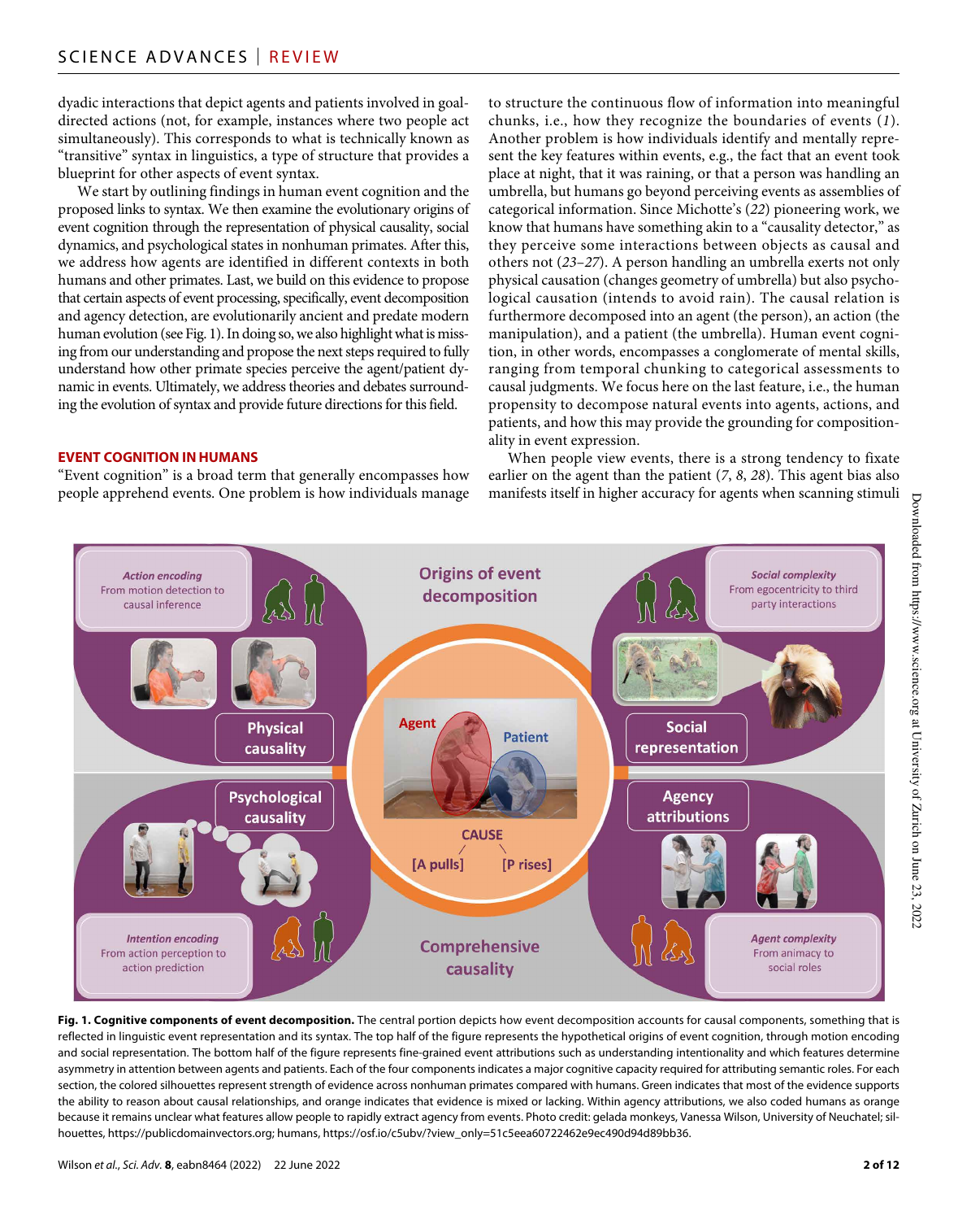dyadic interactions that depict agents and patients involved in goal-directed actions (not, for example, instances where two people act simultaneously). This corresponds to what is technically known as "transitive" syntax in linguistics, a type of structure that provides a blueprint for other aspects of event syntax.

We start by outlining findings in human event cognition and the proposed links to syntax. We then examine the evolutionary origins of event cognition through the representation of physical causality, social dynamics, and psychological states in nonhuman primates. After this, we address how agents are identified in different contexts in both humans and other primates. Last, we build on this evidence to propose that certain aspects of event processing, specifically, event decomposition and agency detection, are evolutionarily ancient and predate modern human evolution (see Fig. 1). In doing so, we also highlight what is missing from our understanding and propose the next steps required to fully understand how other primate species perceive the agent/patient dynamic in events. Ultimately, we address theories and debates surrounding the evolution of syntax and provide future directions for this field.

## EVENT COGNITION IN HUMANS

"Event cognition" is a broad term that generally encompasses how people apprehend events. One problem is how individuals manage to structure the continuous flow of information into meaningful chunks, i.e., how they recognize the boundaries of events (*1*). Another problem is how individuals identify and mentally represent the key features within events, e.g., the fact that an event took place at night, that it was raining, or that a person was handling an umbrella, but humans go beyond perceiving events as assemblies of categorical information. Since Michotte's (*22*) pioneering work, we know that humans have something akin to a "causality detector," as they perceive some interactions between objects as causal and others not (*23*–*27*). A person handling an umbrella exerts not only physical causation (changes geometry of umbrella) but also psychological causation (intends to avoid rain). The causal relation is furthermore decomposed into an agent (the person), an action (the manipulation), and a patient (the umbrella). Human event cognition, in other words, encompasses a conglomerate of mental skills, ranging from temporal chunking to categorical assessments to causal judgments. We focus here on the last feature, i.e., the human propensity to decompose natural events into agents, actions, and patients, and how this may provide the grounding for compositionality in event expression.

When people view events, there is a strong tendency to fixate earlier on the agent than the patient (*7*, *8*, *28*). This agent bias also manifests itself in higher accuracy for agents when scanning stimuli

**Fig. 1. Cognitive components of event decomposition.** The central portion depicts how event decomposition accounts for causal components, something that is reflected in linguistic event representation and its syntax. The top half of the figure represents the hypothetical origins of event cognition, through motion encoding and social representation. The bottom half of the figure represents fine-grained event attributions such as understanding intentionality and which features determine asymmetry in attention between agents and patients. Each of the four components indicates a major cognitive capacity required for attributing semantic roles. For each section, the colored silhouettes represent strength of evidence across nonhuman primates compared with humans. Green indicates that most of the evidence supports the ability to reason about causal relationships, and orange indicates that evidence is mixed or lacking. Within agency attributions, we also coded humans as orange because it remains unclear what features allow people to rapidly extract agency from events. Photo credit: gelada monkeys, Vanessa Wilson, University of Neuchatel; silhouettes, https://publicdomainvectors.org; humans, https://osf.io/c5ubv/?view_only=51c5eea60722462e9ec490d94d89bb36.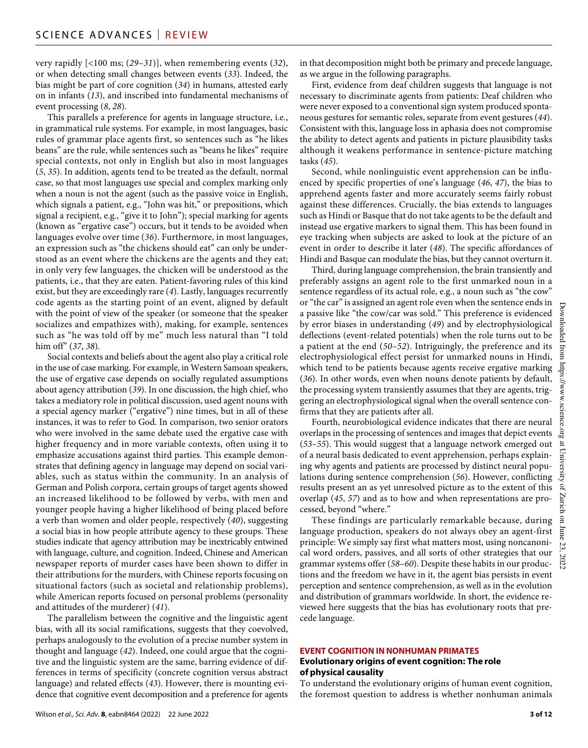very rapidly [<100 ms; (*29*–*31*)], when remembering events (*32*), or when detecting small changes between events (*33*). Indeed, the bias might be part of core cognition (*34*) in humans, attested early on in infants (*13*), and inscribed into fundamental mechanisms of event processing (*8*, *28*).

This parallels a preference for agents in language structure, i.e., in grammatical rule systems. For example, in most languages, basic rules of grammar place agents first, so sentences such as "he likes beans" are the rule, while sentences such as "beans he likes" require special contexts, not only in English but also in most languages (*5*, *35*). In addition, agents tend to be treated as the default, normal case, so that most languages use special and complex marking only when a noun is not the agent (such as the passive voice in English, which signals a patient, e.g., "John was hit," or prepositions, which signal a recipient, e.g., "give it to John"); special marking for agents (known as "ergative case") occurs, but it tends to be avoided when languages evolve over time (*36*). Furthermore, in most languages, an expression such as "the chickens should eat" can only be understood as an event where the chickens are the agents and they eat; in only very few languages, the chicken will be understood as the patients, i.e., that they are eaten. Patient-favoring rules of this kind exist, but they are exceedingly rare (*4*). Lastly, languages recurrently code agents as the starting point of an event, aligned by default with the point of view of the speaker (or someone that the speaker socializes and empathizes with), making, for example, sentences such as "he was told off by me" much less natural than "I told him off" (*37*, *38*).

Social contexts and beliefs about the agent also play a critical role in the use of case marking. For example, in Western Samoan speakers, the use of ergative case depends on socially regulated assumptions about agency attribution (*39*). In one discussion, the high chief, who takes a mediatory role in political discussion, used agent nouns with a special agency marker ("ergative") nine times, but in all of these instances, it was to refer to God. In comparison, two senior orators who were involved in the same debate used the ergative case with higher frequency and in more variable contexts, often using it to emphasize accusations against third parties. This example demonstrates that defining agency in language may depend on social variables, such as status within the community. In an analysis of German and Polish corpora, certain groups of target agents showed an increased likelihood to be followed by verbs, with men and younger people having a higher likelihood of being placed before a verb than women and older people, respectively (*40*), suggesting a social bias in how people attribute agency to these groups. These studies indicate that agency attribution may be inextricably entwined with language, culture, and cognition. Indeed, Chinese and American newspaper reports of murder cases have been shown to differ in their attributions for the murders, with Chinese reports focusing on situational factors (such as societal and relationship problems), while American reports focused on personal problems (personality and attitudes of the murderer) (*41*).

The parallelism between the cognitive and the linguistic agent bias, with all its social ramifications, suggests that they coevolved, perhaps analogously to the evolution of a precise number system in thought and language (*42*). Indeed, one could argue that the cognitive and the linguistic system are the same, barring evidence of differences in terms of specificity (concrete cognition versus abstract language) and related effects (*43*). However, there is mounting evidence that cognitive event decomposition and a preference for agents in that decomposition might both be primary and precede language, as we argue in the following paragraphs.

First, evidence from deaf children suggests that language is not necessary to discriminate agents from patients: Deaf children who were never exposed to a conventional sign system produced spontaneous gestures for semantic roles, separate from event gestures (*44*). Consistent with this, language loss in aphasia does not compromise the ability to detect agents and patients in picture plausibility tasks although it weakens performance in sentence-picture matching tasks (*45*).

Second, while nonlinguistic event apprehension can be influenced by specific properties of one's language (*46*, *47*), the bias to apprehend agents faster and more accurately seems fairly robust against these differences. Crucially, the bias extends to languages such as Hindi or Basque that do not take agents to be the default and instead use ergative markers to signal them. This has been found in eye tracking when subjects are asked to look at the picture of an event in order to describe it later (*48*). The specific affordances of Hindi and Basque can modulate the bias, but they cannot overturn it.

Third, during language comprehension, the brain transiently and preferably assigns an agent role to the first unmarked noun in a sentence regardless of its actual role, e.g., a noun such as "the cow" or "the car" is assigned an agent role even when the sentence ends in a passive like "the cow/car was sold." This preference is evidenced by error biases in understanding (*49*) and by electrophysiological deflections (event-related potentials) when the role turns out to be a patient at the end (*50*–*52*). Intriguingly, the preference and its electrophysiological effect persist for unmarked nouns in Hindi, which tend to be patients because agents receive ergative marking (*36*). In other words, even when nouns denote patients by default, the processing system transiently assumes that they are agents, triggering an electrophysiological signal when the overall sentence confirms that they are patients after all.

Fourth, neurobiological evidence indicates that there are neural overlaps in the processing of sentences and images that depict events (*53*–*55*). This would suggest that a language network emerged out of a neural basis dedicated to event apprehension, perhaps explaining why agents and patients are processed by distinct neural populations during sentence comprehension (*56*). However, conflicting results present an as yet unresolved picture as to the extent of this overlap (*45*, *57*) and as to how and when representations are processed, beyond "where."

These findings are particularly remarkable because, during language production, speakers do not always obey an agent-first principle: We simply say first what matters most, using noncanonical word orders, passives, and all sorts of other strategies that our grammar systems offer (*58*–*60*). Despite these habits in our productions and the freedom we have in it, the agent bias persists in event perception and sentence comprehension, as well as in the evolution and distribution of grammars worldwide. In short, the evidence reviewed here suggests that the bias has evolutionary roots that precede language.

## EVENT COGNITION IN NONHUMAN PRIMATES

### Evolutionary origins of event cognition: The role of physical causality

To understand the evolutionary origins of human event cognition, the foremost question to address is whether nonhuman animals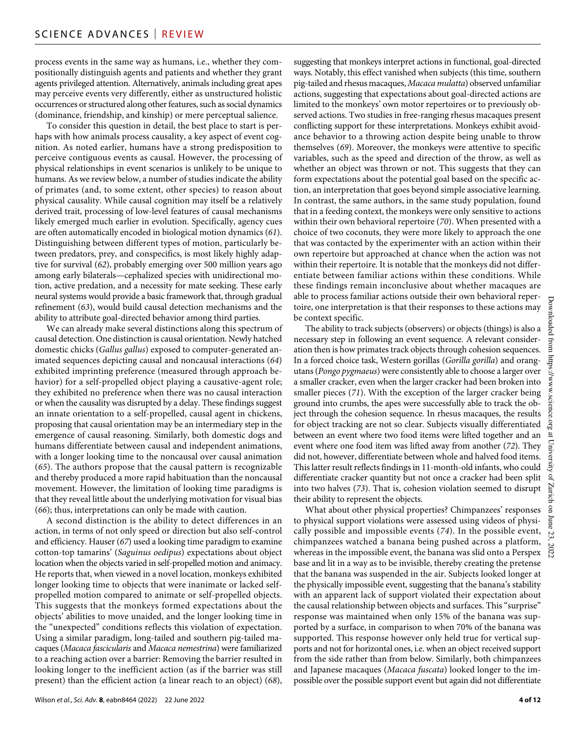process events in the same way as humans, i.e., whether they compositionally distinguish agents and patients and whether they grant agents privileged attention. Alternatively, animals including great apes may perceive events very differently, either as unstructured holistic occurrences or structured along other features, such as social dynamics (dominance, friendship, and kinship) or mere perceptual salience.

To consider this question in detail, the best place to start is perhaps with how animals process causality, a key aspect of event cognition. As noted earlier, humans have a strong predisposition to perceive contiguous events as causal. However, the processing of physical relationships in event scenarios is unlikely to be unique to humans. As we review below, a number of studies indicate the ability of primates (and, to some extent, other species) to reason about physical causality. While causal cognition may itself be a relatively derived trait, processing of low-level features of causal mechanisms likely emerged much earlier in evolution. Specifically, agency cues are often automatically encoded in biological motion dynamics (*61*). Distinguishing between different types of motion, particularly between predators, prey, and conspecifics, is most likely highly adaptive for survival (*62*), probably emerging over 500 million years ago among early bilaterals—cephalized species with unidirectional motion, active predation, and a necessity for mate seeking. These early neural systems would provide a basic framework that, through gradual refinement (*63*), would build causal detection mechanisms and the ability to attribute goal-directed behavior among third parties.

We can already make several distinctions along this spectrum of causal detection. One distinction is causal orientation. Newly hatched domestic chicks (*Gallus gallus*) exposed to computer-generated animated sequences depicting causal and noncausal interactions (*64*) exhibited imprinting preference (measured through approach behavior) for a self-propelled object playing a causative-agent role; they exhibited no preference when there was no causal interaction or when the causality was disrupted by a delay. These findings suggest an innate orientation to a self-propelled, causal agent in chickens, proposing that causal orientation may be an intermediary step in the emergence of causal reasoning. Similarly, both domestic dogs and humans differentiate between causal and independent animations, with a longer looking time to the noncausal over causal animation (*65*). The authors propose that the causal pattern is recognizable and thereby produced a more rapid habituation than the noncausal movement. However, the limitation of looking time paradigms is that they reveal little about the underlying motivation for visual bias (*66*); thus, interpretations can only be made with caution.

A second distinction is the ability to detect differences in an action, in terms of not only speed or direction but also self-control and efficiency. Hauser (*67*) used a looking time paradigm to examine cotton-top tamarins' (*Saguinus oedipus*) expectations about object location when the objects varied in self-propelled motion and animacy. He reports that, when viewed in a novel location, monkeys exhibited longer looking time to objects that were inanimate or lacked self-propelled motion compared to animate or self-propelled objects. This suggests that the monkeys formed expectations about the objects' abilities to move unaided, and the longer looking time in the "unexpected" conditions reflects this violation of expectation. Using a similar paradigm, long-tailed and southern pig-tailed macaques (*Macaca fascicularis* and *Macaca nemestrina*) were familiarized to a reaching action over a barrier: Removing the barrier resulted in looking longer to the inefficient action (as if the barrier was still present) than the efficient action (a linear reach to an object) (*68*), suggesting that monkeys interpret actions in functional, goal-directed ways. Notably, this effect vanished when subjects (this time, southern pig-tailed and rhesus macaques, *Macaca mulatta*) observed unfamiliar actions, suggesting that expectations about goal-directed actions are limited to the monkeys' own motor repertoires or to previously observed actions. Two studies in free-ranging rhesus macaques present conflicting support for these interpretations. Monkeys exhibit avoidance behavior to a throwing action despite being unable to throw themselves (*69*). Moreover, the monkeys were attentive to specific variables, such as the speed and direction of the throw, as well as whether an object was thrown or not. This suggests that they can form expectations about the potential goal based on the specific action, an interpretation that goes beyond simple associative learning. In contrast, the same authors, in the same study population, found that in a feeding context, the monkeys were only sensitive to actions within their own behavioral repertoire (*70*). When presented with a choice of two coconuts, they were more likely to approach the one that was contacted by the experimenter with an action within their own repertoire but approached at chance when the action was not within their repertoire. It is notable that the monkeys did not differentiate between familiar actions within these conditions. While these findings remain inconclusive about whether macaques are able to process familiar actions outside their own behavioral repertoire, one interpretation is that their responses to these actions may be context specific.

The ability to track subjects (observers) or objects (things) is also a necessary step in following an event sequence. A relevant consideration then is how primates track objects through cohesion sequences. In a forced choice task, Western gorillas (*Gorilla gorilla*) and orangutans (*Pongo pygmaeus*) were consistently able to choose a larger over a smaller cracker, even when the larger cracker had been broken into smaller pieces (*71*). With the exception of the larger cracker being ground into crumbs, the apes were successfully able to track the object through the cohesion sequence. In rhesus macaques, the results for object tracking are not so clear. Subjects visually differentiated between an event where two food items were lifted together and an event where one food item was lifted away from another (*72*). They did not, however, differentiate between whole and halved food items. This latter result reflects findings in 11-month-old infants, who could differentiate cracker quantity but not once a cracker had been split into two halves (*73*). That is, cohesion violation seemed to disrupt their ability to represent the objects.

What about other physical properties? Chimpanzees' responses to physical support violations were assessed using videos of physically possible and impossible events (*74*). In the possible event, chimpanzees watched a banana being pushed across a platform, whereas in the impossible event, the banana was slid onto a Perspex base and lit in a way as to be invisible, thereby creating the pretense that the banana was suspended in the air. Subjects looked longer at the physically impossible event, suggesting that the banana's stability with an apparent lack of support violated their expectation about the causal relationship between objects and surfaces. This "surprise" response was maintained when only 15% of the banana was supported by a surface, in comparison to when 70% of the banana was supported. This response however only held true for vertical supports and not for horizontal ones, i.e. when an object received support from the side rather than from below. Similarly, both chimpanzees and Japanese macaques (*Macaca fuscata*) looked longer to the impossible over the possible support event but again did not differentiate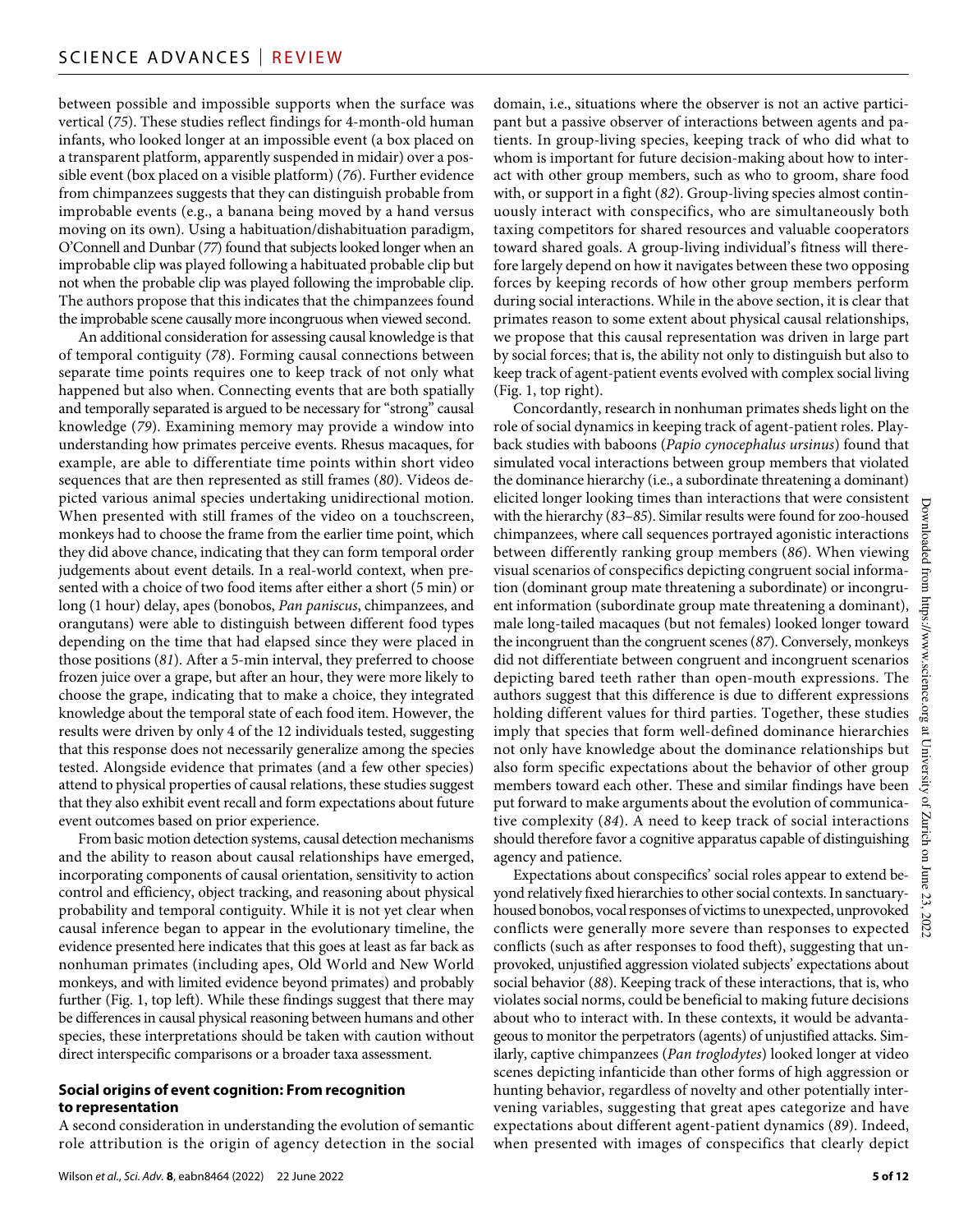between possible and impossible supports when the surface was vertical (75). These studies reflect findings for 4-month-old human infants, who looked longer at an impossible event (a box placed on a transparent platform, apparently suspended in midair) over a possible event (box placed on a visible platform) (76). Further evidence from chimpanzees suggests that they can distinguish probable from improbable events (e.g., a banana being moved by a hand versus moving on its own). Using a habituation/dishabituation paradigm, O'Connell and Dunbar (77) found that subjects looked longer when an improbable clip was played following a habituated probable clip but not when the probable clip was played following the improbable clip. The authors propose that this indicates that the chimpanzees found the improbable scene causally more incongruous when viewed second.

An additional consideration for assessing causal knowledge is that of temporal contiguity (78). Forming causal connections between separate time points requires one to keep track of not only what happened but also when. Connecting events that are both spatially and temporally separated is argued to be necessary for "strong" causal knowledge (79). Examining memory may provide a window into understanding how primates perceive events. Rhesus macaques, for example, are able to differentiate time points within short video sequences that are then represented as still frames (80). Videos depicted various animal species undertaking unidirectional motion. When presented with still frames of the video on a touchscreen, monkeys had to choose the frame from the earlier time point, which they did above chance, indicating that they can form temporal order judgements about event details. In a real-world context, when presented with a choice of two food items after either a short (5 min) or long (1 hour) delay, apes (bonobos, *Pan paniscus*, chimpanzees, and orangutans) were able to distinguish between different food types depending on the time that had elapsed since they were placed in those positions (81). After a 5-min interval, they preferred to choose frozen juice over a grape, but after an hour, they were more likely to choose the grape, indicating that to make a choice, they integrated knowledge about the temporal state of each food item. However, the results were driven by only 4 of the 12 individuals tested, suggesting that this response does not necessarily generalize among the species tested. Alongside evidence that primates (and a few other species) attend to physical properties of causal relations, these studies suggest that they also exhibit event recall and form expectations about future event outcomes based on prior experience.

From basic motion detection systems, causal detection mechanisms and the ability to reason about causal relationships have emerged, incorporating components of causal orientation, sensitivity to action control and efficiency, object tracking, and reasoning about physical probability and temporal contiguity. While it is not yet clear when causal inference began to appear in the evolutionary timeline, the evidence presented here indicates that this goes at least as far back as nonhuman primates (including apes, Old World and New World monkeys, and with limited evidence beyond primates) and probably further (Fig. 1, top left). While these findings suggest that there may be differences in causal physical reasoning between humans and other species, these interpretations should be taken with caution without direct interspecific comparisons or a broader taxa assessment.

### Social origins of event cognition: From recognition to representation

A second consideration in understanding the evolution of semantic role attribution is the origin of agency detection in the social domain, i.e., situations where the observer is not an active participant but a passive observer of interactions between agents and patients. In group-living species, keeping track of who did what to whom is important for future decision-making about how to interact with other group members, such as who to groom, share food with, or support in a fight (82). Group-living species almost continuously interact with conspecifics, who are simultaneously both taxing competitors for shared resources and valuable cooperators toward shared goals. A group-living individual's fitness will therefore largely depend on how it navigates between these two opposing forces by keeping records of how other group members perform during social interactions. While in the above section, it is clear that primates reason to some extent about physical causal relationships, we propose that this causal representation was driven in large part by social forces; that is, the ability not only to distinguish but also to keep track of agent-patient events evolved with complex social living (Fig. 1, top right).

Concordantly, research in nonhuman primates sheds light on the role of social dynamics in keeping track of agent-patient roles. Playback studies with baboons (*Papio cynocephalus ursinus*) found that simulated vocal interactions between group members that violated the dominance hierarchy (i.e., a subordinate threatening a dominant) elicited longer looking times than interactions that were consistent with the hierarchy (83–85). Similar results were found for zoo-housed chimpanzees, where call sequences portrayed agonistic interactions between differently ranking group members (86). When viewing visual scenarios of conspecifics depicting congruent social information (dominant group mate threatening a subordinate) or incongruent information (subordinate group mate threatening a dominant), male long-tailed macaques (but not females) looked longer toward the incongruent than the congruent scenes (87). Conversely, monkeys did not differentiate between congruent and incongruent scenarios depicting bared teeth rather than open-mouth expressions. The authors suggest that this difference is due to different expressions holding different values for third parties. Together, these studies imply that species that form well-defined dominance hierarchies not only have knowledge about the dominance relationships but also form specific expectations about the behavior of other group members toward each other. These and similar findings have been put forward to make arguments about the evolution of communicative complexity (84). A need to keep track of social interactions should therefore favor a cognitive apparatus capable of distinguishing agency and patience.

Expectations about conspecifics' social roles appear to extend beyond relatively fixed hierarchies to other social contexts. In sanctuary-housed bonobos, vocal responses of victims to unexpected, unprovoked conflicts were generally more severe than responses to expected conflicts (such as after responses to food theft), suggesting that unprovoked, unjustified aggression violated subjects' expectations about social behavior (88). Keeping track of these interactions, that is, who violates social norms, could be beneficial to making future decisions about who to interact with. In these contexts, it would be advantageous to monitor the perpetrators (agents) of unjustified attacks. Similarly, captive chimpanzees (*Pan troglodytes*) looked longer at video scenes depicting infanticide than other forms of high aggression or hunting behavior, regardless of novelty and other potentially intervening variables, suggesting that great apes categorize and have expectations about different agent-patient dynamics (89). Indeed, when presented with images of conspecifics that clearly depict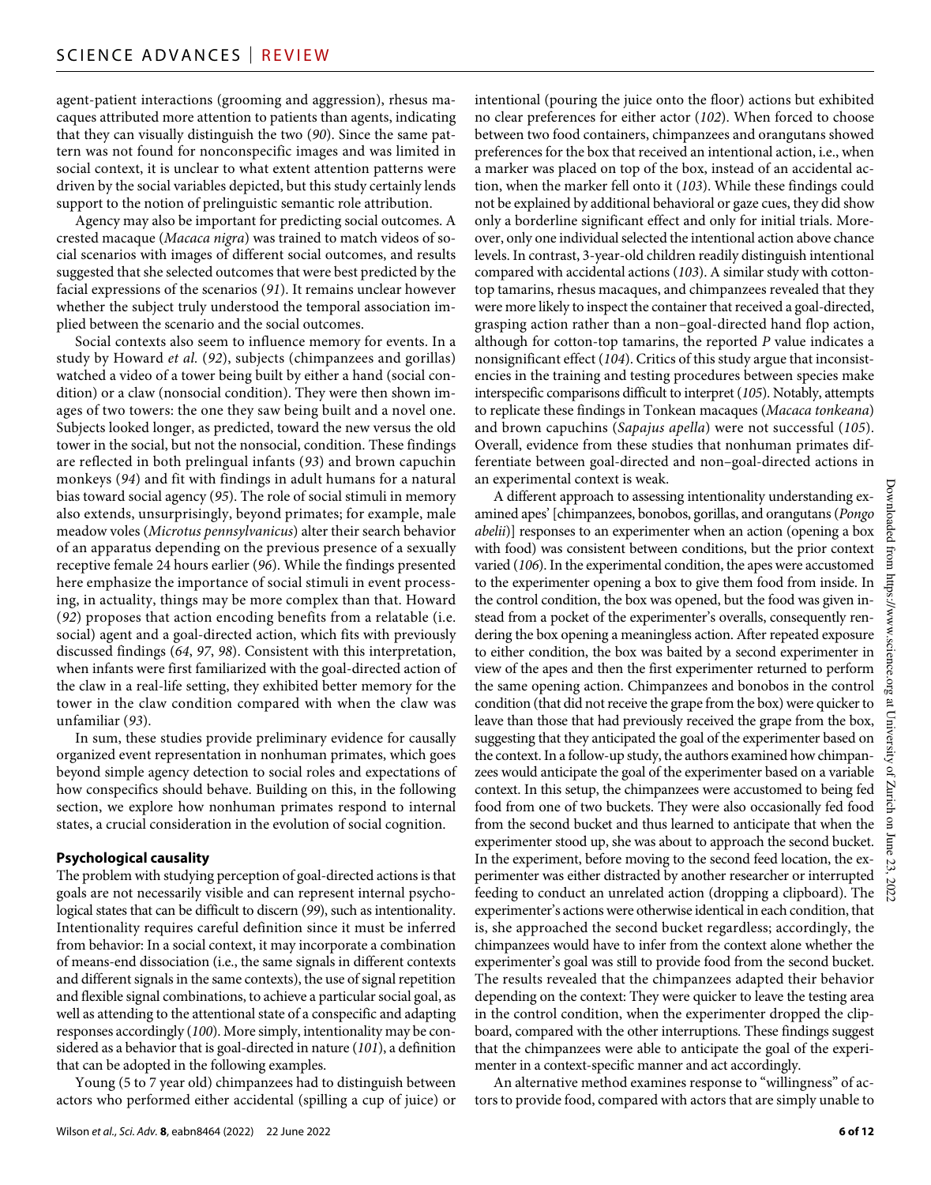agent-patient interactions (grooming and aggression), rhesus macaques attributed more attention to patients than agents, indicating that they can visually distinguish the two (*90*). Since the same pattern was not found for nonconspecific images and was limited in social context, it is unclear to what extent attention patterns were driven by the social variables depicted, but this study certainly lends support to the notion of prelinguistic semantic role attribution.

Agency may also be important for predicting social outcomes. A crested macaque (*Macaca nigra*) was trained to match videos of social scenarios with images of different social outcomes, and results suggested that she selected outcomes that were best predicted by the facial expressions of the scenarios (*91*). It remains unclear however whether the subject truly understood the temporal association implied between the scenario and the social outcomes.

Social contexts also seem to influence memory for events. In a study by Howard *et al.* (*92*), subjects (chimpanzees and gorillas) watched a video of a tower being built by either a hand (social condition) or a claw (nonsocial condition). They were then shown images of two towers: the one they saw being built and a novel one. Subjects looked longer, as predicted, toward the new versus the old tower in the social, but not the nonsocial, condition. These findings are reflected in both prelingual infants (*93*) and brown capuchin monkeys (*94*) and fit with findings in adult humans for a natural bias toward social agency (*95*). The role of social stimuli in memory also extends, unsurprisingly, beyond primates; for example, male meadow voles (*Microtus pennsylvanicus*) alter their search behavior of an apparatus depending on the previous presence of a sexually receptive female 24 hours earlier (*96*). While the findings presented here emphasize the importance of social stimuli in event processing, in actuality, things may be more complex than that. Howard (*92*) proposes that action encoding benefits from a relatable (i.e. social) agent and a goal-directed action, which fits with previously discussed findings (*64*, *97*, *98*). Consistent with this interpretation, when infants were first familiarized with the goal-directed action of the claw in a real-life setting, they exhibited better memory for the tower in the claw condition compared with when the claw was unfamiliar (*93*).

In sum, these studies provide preliminary evidence for causally organized event representation in nonhuman primates, which goes beyond simple agency detection to social roles and expectations of how conspecifics should behave. Building on this, in the following section, we explore how nonhuman primates respond to internal states, a crucial consideration in the evolution of social cognition.

### Psychological causality

The problem with studying perception of goal-directed actions is that goals are not necessarily visible and can represent internal psychological states that can be difficult to discern (*99*), such as intentionality. Intentionality requires careful definition since it must be inferred from behavior: In a social context, it may incorporate a combination of means-end dissociation (i.e., the same signals in different contexts and different signals in the same contexts), the use of signal repetition and flexible signal combinations, to achieve a particular social goal, as well as attending to the attentional state of a conspecific and adapting responses accordingly (*100*). More simply, intentionality may be considered as a behavior that is goal-directed in nature (*101*), a definition that can be adopted in the following examples.

Young (5 to 7 year old) chimpanzees had to distinguish between actors who performed either accidental (spilling a cup of juice) or intentional (pouring the juice onto the floor) actions but exhibited no clear preferences for either actor (*102*). When forced to choose between two food containers, chimpanzees and orangutans showed preferences for the box that received an intentional action, i.e., when a marker was placed on top of the box, instead of an accidental action, when the marker fell onto it (*103*). While these findings could not be explained by additional behavioral or gaze cues, they did show only a borderline significant effect and only for initial trials. Moreover, only one individual selected the intentional action above chance levels. In contrast, 3-year-old children readily distinguish intentional compared with accidental actions (*103*). A similar study with cotton-top tamarins, rhesus macaques, and chimpanzees revealed that they were more likely to inspect the container that received a goal-directed, grasping action rather than a non–goal-directed hand flop action, although for cotton-top tamarins, the reported *P* value indicates a nonsignificant effect (*104*). Critics of this study argue that inconsistencies in the training and testing procedures between species make interspecific comparisons difficult to interpret (*105*). Notably, attempts to replicate these findings in Tonkean macaques (*Macaca tonkeana*) and brown capuchins (*Sapajus apella*) were not successful (*105*). Overall, evidence from these studies that nonhuman primates differentiate between goal-directed and non–goal-directed actions in an experimental context is weak.

A different approach to assessing intentionality understanding examined apes' [chimpanzees, bonobos, gorillas, and orangutans (*Pongo abelii*)] responses to an experimenter when an action (opening a box with food) was consistent between conditions, but the prior context varied (*106*). In the experimental condition, the apes were accustomed to the experimenter opening a box to give them food from inside. In the control condition, the box was opened, but the food was given instead from a pocket of the experimenter's overalls, consequently rendering the box opening a meaningless action. After repeated exposure to either condition, the box was baited by a second experimenter in view of the apes and then the first experimenter returned to perform the same opening action. Chimpanzees and bonobos in the control condition (that did not receive the grape from the box) were quicker to leave than those that had previously received the grape from the box, suggesting that they anticipated the goal of the experimenter based on the context. In a follow-up study, the authors examined how chimpanzees would anticipate the goal of the experimenter based on a variable context. In this setup, the chimpanzees were accustomed to being fed food from one of two buckets. They were also occasionally fed food from the second bucket and thus learned to anticipate that when the experimenter stood up, she was about to approach the second bucket. In the experiment, before moving to the second feed location, the experimenter was either distracted by another researcher or interrupted feeding to conduct an unrelated action (dropping a clipboard). The experimenter's actions were otherwise identical in each condition, that is, she approached the second bucket regardless; accordingly, the chimpanzees would have to infer from the context alone whether the experimenter's goal was still to provide food from the second bucket. The results revealed that the chimpanzees adapted their behavior depending on the context: They were quicker to leave the testing area in the control condition, when the experimenter dropped the clipboard, compared with the other interruptions. These findings suggest that the chimpanzees were able to anticipate the goal of the experimenter in a context-specific manner and act accordingly.

An alternative method examines response to "willingness" of actors to provide food, compared with actors that are simply unable to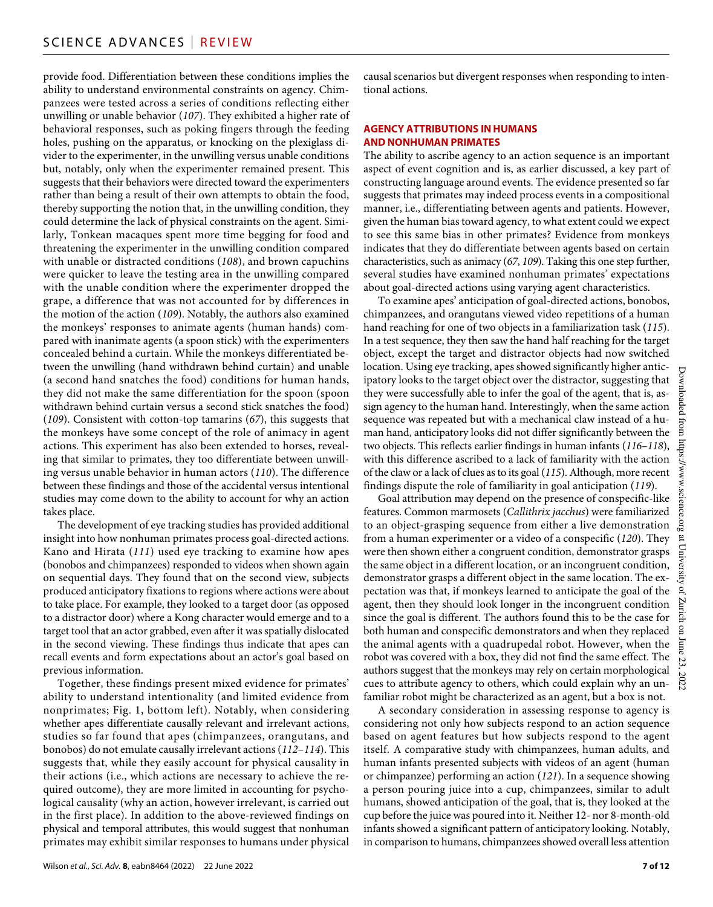provide food. Differentiation between these conditions implies the ability to understand environmental constraints on agency. Chimpanzees were tested across a series of conditions reflecting either unwilling or unable behavior (*107*). They exhibited a higher rate of behavioral responses, such as poking fingers through the feeding holes, pushing on the apparatus, or knocking on the plexiglass divider to the experimenter, in the unwilling versus unable conditions but, notably, only when the experimenter remained present. This suggests that their behaviors were directed toward the experimenters rather than being a result of their own attempts to obtain the food, thereby supporting the notion that, in the unwilling condition, they could determine the lack of physical constraints on the agent. Similarly, Tonkean macaques spent more time begging for food and threatening the experimenter in the unwilling condition compared with unable or distracted conditions (*108*), and brown capuchins were quicker to leave the testing area in the unwilling compared with the unable condition where the experimenter dropped the grape, a difference that was not accounted for by differences in the motion of the action (*109*). Notably, the authors also examined the monkeys' responses to animate agents (human hands) compared with inanimate agents (a spoon stick) with the experimenters concealed behind a curtain. While the monkeys differentiated between the unwilling (hand withdrawn behind curtain) and unable (a second hand snatches the food) conditions for human hands, they did not make the same differentiation for the spoon (spoon withdrawn behind curtain versus a second stick snatches the food) (*109*). Consistent with cotton-top tamarins (*67*), this suggests that the monkeys have some concept of the role of animacy in agent actions. This experiment has also been extended to horses, revealing that similar to primates, they too differentiate between unwilling versus unable behavior in human actors (*110*). The difference between these findings and those of the accidental versus intentional studies may come down to the ability to account for why an action takes place.

The development of eye tracking studies has provided additional insight into how nonhuman primates process goal-directed actions. Kano and Hirata (*111*) used eye tracking to examine how apes (bonobos and chimpanzees) responded to videos when shown again on sequential days. They found that on the second view, subjects produced anticipatory fixations to regions where actions were about to take place. For example, they looked to a target door (as opposed to a distractor door) where a Kong character would emerge and to a target tool that an actor grabbed, even after it was spatially dislocated in the second viewing. These findings thus indicate that apes can recall events and form expectations about an actor's goal based on previous information.

Together, these findings present mixed evidence for primates' ability to understand intentionality (and limited evidence from nonprimates; Fig. 1, bottom left). Notably, when considering whether apes differentiate causally relevant and irrelevant actions, studies so far found that apes (chimpanzees, orangutans, and bonobos) do not emulate causally irrelevant actions (*112*–*114*). This suggests that, while they easily account for physical causality in their actions (i.e., which actions are necessary to achieve the required outcome), they are more limited in accounting for psychological causality (why an action, however irrelevant, is carried out in the first place). In addition to the above-reviewed findings on physical and temporal attributes, this would suggest that nonhuman primates may exhibit similar responses to humans under physical causal scenarios but divergent responses when responding to intentional actions.

## AGENCY ATTRIBUTIONS IN HUMANS AND NONHUMAN PRIMATES

The ability to ascribe agency to an action sequence is an important aspect of event cognition and is, as earlier discussed, a key part of constructing language around events. The evidence presented so far suggests that primates may indeed process events in a compositional manner, i.e., differentiating between agents and patients. However, given the human bias toward agency, to what extent could we expect to see this same bias in other primates? Evidence from monkeys indicates that they do differentiate between agents based on certain characteristics, such as animacy (*67*, *109*). Taking this one step further, several studies have examined nonhuman primates' expectations about goal-directed actions using varying agent characteristics.

To examine apes' anticipation of goal-directed actions, bonobos, chimpanzees, and orangutans viewed video repetitions of a human hand reaching for one of two objects in a familiarization task (*115*). In a test sequence, they then saw the hand half reaching for the target object, except the target and distractor objects had now switched location. Using eye tracking, apes showed significantly higher anticipatory looks to the target object over the distractor, suggesting that they were successfully able to infer the goal of the agent, that is, assign agency to the human hand. Interestingly, when the same action sequence was repeated but with a mechanical claw instead of a human hand, anticipatory looks did not differ significantly between the two objects. This reflects earlier findings in human infants (*116*–*118*), with this difference ascribed to a lack of familiarity with the action of the claw or a lack of clues as to its goal (*115*). Although, more recent findings dispute the role of familiarity in goal anticipation (*119*).

Goal attribution may depend on the presence of conspecific-like features. Common marmosets (*Callithrix jacchus*) were familiarized to an object-grasping sequence from either a live demonstration from a human experimenter or a video of a conspecific (*120*). They were then shown either a congruent condition, demonstrator grasps the same object in a different location, or an incongruent condition, demonstrator grasps a different object in the same location. The expectation was that, if monkeys learned to anticipate the goal of the agent, then they should look longer in the incongruent condition since the goal is different. The authors found this to be the case for both human and conspecific demonstrators and when they replaced the animal agents with a quadrupedal robot. However, when the robot was covered with a box, they did not find the same effect. The authors suggest that the monkeys may rely on certain morphological cues to attribute agency to others, which could explain why an unfamiliar robot might be characterized as an agent, but a box is not.

A secondary consideration in assessing response to agency is considering not only how subjects respond to an action sequence based on agent features but how subjects respond to the agent itself. A comparative study with chimpanzees, human adults, and human infants presented subjects with videos of an agent (human or chimpanzee) performing an action (*121*). In a sequence showing a person pouring juice into a cup, chimpanzees, similar to adult humans, showed anticipation of the goal, that is, they looked at the cup before the juice was poured into it. Neither 12- nor 8-month-old infants showed a significant pattern of anticipatory looking. Notably, in comparison to humans, chimpanzees showed overall less attention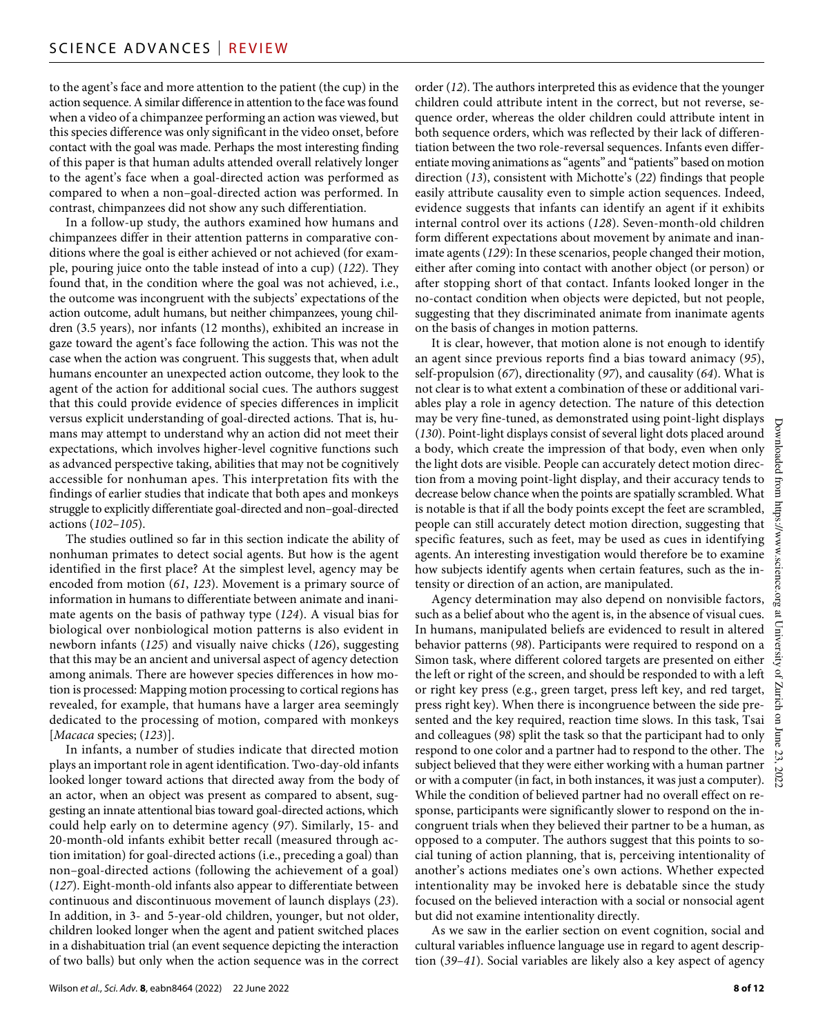to the agent's face and more attention to the patient (the cup) in the action sequence. A similar difference in attention to the face was found when a video of a chimpanzee performing an action was viewed, but this species difference was only significant in the video onset, before contact with the goal was made. Perhaps the most interesting finding of this paper is that human adults attended overall relatively longer to the agent's face when a goal-directed action was performed as compared to when a non–goal-directed action was performed. In contrast, chimpanzees did not show any such differentiation.

In a follow-up study, the authors examined how humans and chimpanzees differ in their attention patterns in comparative conditions where the goal is either achieved or not achieved (for example, pouring juice onto the table instead of into a cup) (*122*). They found that, in the condition where the goal was not achieved, i.e., the outcome was incongruent with the subjects' expectations of the action outcome, adult humans, but neither chimpanzees, young children (3.5 years), nor infants (12 months), exhibited an increase in gaze toward the agent's face following the action. This was not the case when the action was congruent. This suggests that, when adult humans encounter an unexpected action outcome, they look to the agent of the action for additional social cues. The authors suggest that this could provide evidence of species differences in implicit versus explicit understanding of goal-directed actions. That is, humans may attempt to understand why an action did not meet their expectations, which involves higher-level cognitive functions such as advanced perspective taking, abilities that may not be cognitively accessible for nonhuman apes. This interpretation fits with the findings of earlier studies that indicate that both apes and monkeys struggle to explicitly differentiate goal-directed and non–goal-directed actions (*102*–*105*).

The studies outlined so far in this section indicate the ability of nonhuman primates to detect social agents. But how is the agent identified in the first place? At the simplest level, agency may be encoded from motion (*61*, *123*). Movement is a primary source of information in humans to differentiate between animate and inanimate agents on the basis of pathway type (*124*). A visual bias for biological over nonbiological motion patterns is also evident in newborn infants (*125*) and visually naive chicks (*126*), suggesting that this may be an ancient and universal aspect of agency detection among animals. There are however species differences in how motion is processed: Mapping motion processing to cortical regions has revealed, for example, that humans have a larger area seemingly dedicated to the processing of motion, compared with monkeys [*Macaca* species; (*123*)].

In infants, a number of studies indicate that directed motion plays an important role in agent identification. Two-day-old infants looked longer toward actions that directed away from the body of an actor, when an object was present as compared to absent, suggesting an innate attentional bias toward goal-directed actions, which could help early on to determine agency (*97*). Similarly, 15- and 20-month-old infants exhibit better recall (measured through action imitation) for goal-directed actions (i.e., preceding a goal) than non–goal-directed actions (following the achievement of a goal) (*127*). Eight-month-old infants also appear to differentiate between continuous and discontinuous movement of launch displays (*23*). In addition, in 3- and 5-year-old children, younger, but not older, children looked longer when the agent and patient switched places in a dishabituation trial (an event sequence depicting the interaction of two balls) but only when the action sequence was in the correct order (*12*). The authors interpreted this as evidence that the younger children could attribute intent in the correct, but not reverse, sequence order, whereas the older children could attribute intent in both sequence orders, which was reflected by their lack of differentiation between the two role-reversal sequences. Infants even differentiate moving animations as "agents" and "patients" based on motion direction (*13*), consistent with Michotte's (*22*) findings that people easily attribute causality even to simple action sequences. Indeed, evidence suggests that infants can identify an agent if it exhibits internal control over its actions (*128*). Seven-month-old children form different expectations about movement by animate and inanimate agents (*129*): In these scenarios, people changed their motion, either after coming into contact with another object (or person) or after stopping short of that contact. Infants looked longer in the no-contact condition when objects were depicted, but not people, suggesting that they discriminated animate from inanimate agents on the basis of changes in motion patterns.

It is clear, however, that motion alone is not enough to identify an agent since previous reports find a bias toward animacy (*95*), self-propulsion (*67*), directionality (*97*), and causality (*64*). What is not clear is to what extent a combination of these or additional variables play a role in agency detection. The nature of this detection may be very fine-tuned, as demonstrated using point-light displays (*130*). Point-light displays consist of several light dots placed around a body, which create the impression of that body, even when only the light dots are visible. People can accurately detect motion direction from a moving point-light display, and their accuracy tends to decrease below chance when the points are spatially scrambled. What is notable is that if all the body points except the feet are scrambled, people can still accurately detect motion direction, suggesting that specific features, such as feet, may be used as cues in identifying agents. An interesting investigation would therefore be to examine how subjects identify agents when certain features, such as the intensity or direction of an action, are manipulated.

Agency determination may also depend on nonvisible factors, such as a belief about who the agent is, in the absence of visual cues. In humans, manipulated beliefs are evidenced to result in altered behavior patterns (*98*). Participants were required to respond on a Simon task, where different colored targets are presented on either the left or right of the screen, and should be responded to with a left or right key press (e.g., green target, press left key, and red target, press right key). When there is incongruence between the side presented and the key required, reaction time slows. In this task, Tsai and colleagues (*98*) split the task so that the participant had to only respond to one color and a partner had to respond to the other. The subject believed that they were either working with a human partner or with a computer (in fact, in both instances, it was just a computer). While the condition of believed partner had no overall effect on response, participants were significantly slower to respond on the incongruent trials when they believed their partner to be a human, as opposed to a computer. The authors suggest that this points to social tuning of action planning, that is, perceiving intentionality of another's actions mediates one's own actions. Whether expected intentionality may be invoked here is debatable since the study focused on the believed interaction with a social or nonsocial agent but did not examine intentionality directly.

As we saw in the earlier section on event cognition, social and cultural variables influence language use in regard to agent description (*39*–*41*). Social variables are likely also a key aspect of agency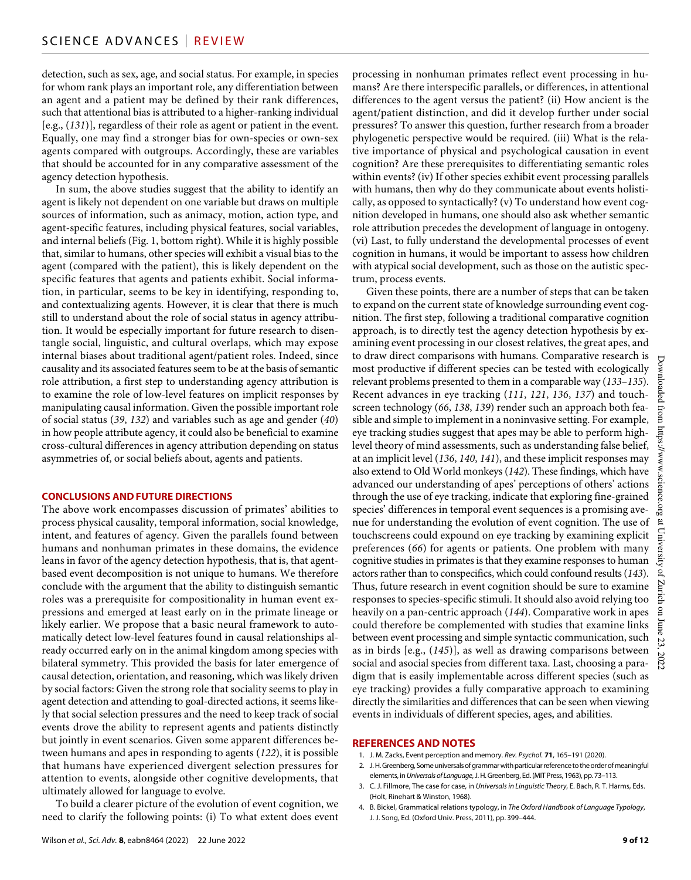detection, such as sex, age, and social status. For example, in species for whom rank plays an important role, any differentiation between an agent and a patient may be defined by their rank differences, such that attentional bias is attributed to a higher-ranking individual [e.g., (*131*)], regardless of their role as agent or patient in the event. Equally, one may find a stronger bias for own-species or own-sex agents compared with outgroups. Accordingly, these are variables that should be accounted for in any comparative assessment of the agency detection hypothesis.

In sum, the above studies suggest that the ability to identify an agent is likely not dependent on one variable but draws on multiple sources of information, such as animacy, motion, action type, and agent-specific features, including physical features, social variables, and internal beliefs (Fig. 1, bottom right). While it is highly possible that, similar to humans, other species will exhibit a visual bias to the agent (compared with the patient), this is likely dependent on the specific features that agents and patients exhibit. Social information, in particular, seems to be key in identifying, responding to, and contextualizing agents. However, it is clear that there is much still to understand about the role of social status in agency attribution. It would be especially important for future research to disentangle social, linguistic, and cultural overlaps, which may expose internal biases about traditional agent/patient roles. Indeed, since causality and its associated features seem to be at the basis of semantic role attribution, a first step to understanding agency attribution is to examine the role of low-level features on implicit responses by manipulating causal information. Given the possible important role of social status (*39*, *132*) and variables such as age and gender (*40*) in how people attribute agency, it could also be beneficial to examine cross-cultural differences in agency attribution depending on status asymmetries of, or social beliefs about, agents and patients.

## CONCLUSIONS AND FUTURE DIRECTIONS

The above work encompasses discussion of primates' abilities to process physical causality, temporal information, social knowledge, intent, and features of agency. Given the parallels found between humans and nonhuman primates in these domains, the evidence leans in favor of the agency detection hypothesis, that is, that agent-based event decomposition is not unique to humans. We therefore conclude with the argument that the ability to distinguish semantic roles was a prerequisite for compositionality in human event expressions and emerged at least early on in the primate lineage or likely earlier. We propose that a basic neural framework to automatically detect low-level features found in causal relationships already occurred early on in the animal kingdom among species with bilateral symmetry. This provided the basis for later emergence of causal detection, orientation, and reasoning, which was likely driven by social factors: Given the strong role that sociality seems to play in agent detection and attending to goal-directed actions, it seems likely that social selection pressures and the need to keep track of social events drove the ability to represent agents and patients distinctly but jointly in event scenarios. Given some apparent differences between humans and apes in responding to agents (*122*), it is possible that humans have experienced divergent selection pressures for attention to events, alongside other cognitive developments, that ultimately allowed for language to evolve.

To build a clearer picture of the evolution of event cognition, we need to clarify the following points: (i) To what extent does event processing in nonhuman primates reflect event processing in humans? Are there interspecific parallels, or differences, in attentional differences to the agent versus the patient? (ii) How ancient is the agent/patient distinction, and did it develop further under social pressures? To answer this question, further research from a broader phylogenetic perspective would be required. (iii) What is the relative importance of physical and psychological causation in event cognition? Are these prerequisites to differentiating semantic roles within events? (iv) If other species exhibit event processing parallels with humans, then why do they communicate about events holistically, as opposed to syntactically? (v) To understand how event cognition developed in humans, one should also ask whether semantic role attribution precedes the development of language in ontogeny. (vi) Last, to fully understand the developmental processes of event cognition in humans, it would be important to assess how children with atypical social development, such as those on the autistic spectrum, process events.

Given these points, there are a number of steps that can be taken to expand on the current state of knowledge surrounding event cognition. The first step, following a traditional comparative cognition approach, is to directly test the agency detection hypothesis by examining event processing in our closest relatives, the great apes, and to draw direct comparisons with humans. Comparative research is most productive if different species can be tested with ecologically relevant problems presented to them in a comparable way (*133*–*135*). Recent advances in eye tracking (*111*, *121*, *136*, *137*) and touchscreen technology (*66*, *138*, *139*) render such an approach both feasible and simple to implement in a noninvasive setting. For example, eye tracking studies suggest that apes may be able to perform high-level theory of mind assessments, such as understanding false belief, at an implicit level (*136*, *140*, *141*), and these implicit responses may also extend to Old World monkeys (*142*). These findings, which have advanced our understanding of apes' perceptions of others' actions through the use of eye tracking, indicate that exploring fine-grained species' differences in temporal event sequences is a promising avenue for understanding the evolution of event cognition. The use of touchscreens could expound on eye tracking by examining explicit preferences (*66*) for agents or patients. One problem with many cognitive studies in primates is that they examine responses to human actors rather than to conspecifics, which could confound results (*143*). Thus, future research in event cognition should be sure to examine responses to species-specific stimuli. It should also avoid relying too heavily on a pan-centric approach (*144*). Comparative work in apes could therefore be complemented with studies that examine links between event processing and simple syntactic communication, such as in birds [e.g., (*145*)], as well as drawing comparisons between social and asocial species from different taxa. Last, choosing a paradigm that is easily implementable across different species (such as eye tracking) provides a fully comparative approach to examining directly the similarities and differences that can be seen when viewing events in individuals of different species, ages, and abilities.

## REFERENCES AND NOTES

1. J. M. Zacks, Event perception and memory. *Rev. Psychol.* **71**, 165–191 (2020).
2. J. H. Greenberg, Some universals of grammar with particular reference to the order of meaningful elements, in *Universals of Language*, J. H. Greenberg, Ed. (MIT Press, 1963), pp. 73–113.
3. C. J. Fillmore, The case for case, in *Universals in Linguistic Theory*, E. Bach, R. T. Harms, Eds. (Holt, Rinehart & Winston, 1968).
4. B. Bickel, Grammatical relations typology, in *The Oxford Handbook of Language Typology*, J. J. Song, Ed. (Oxford Univ. Press, 2011), pp. 399–444.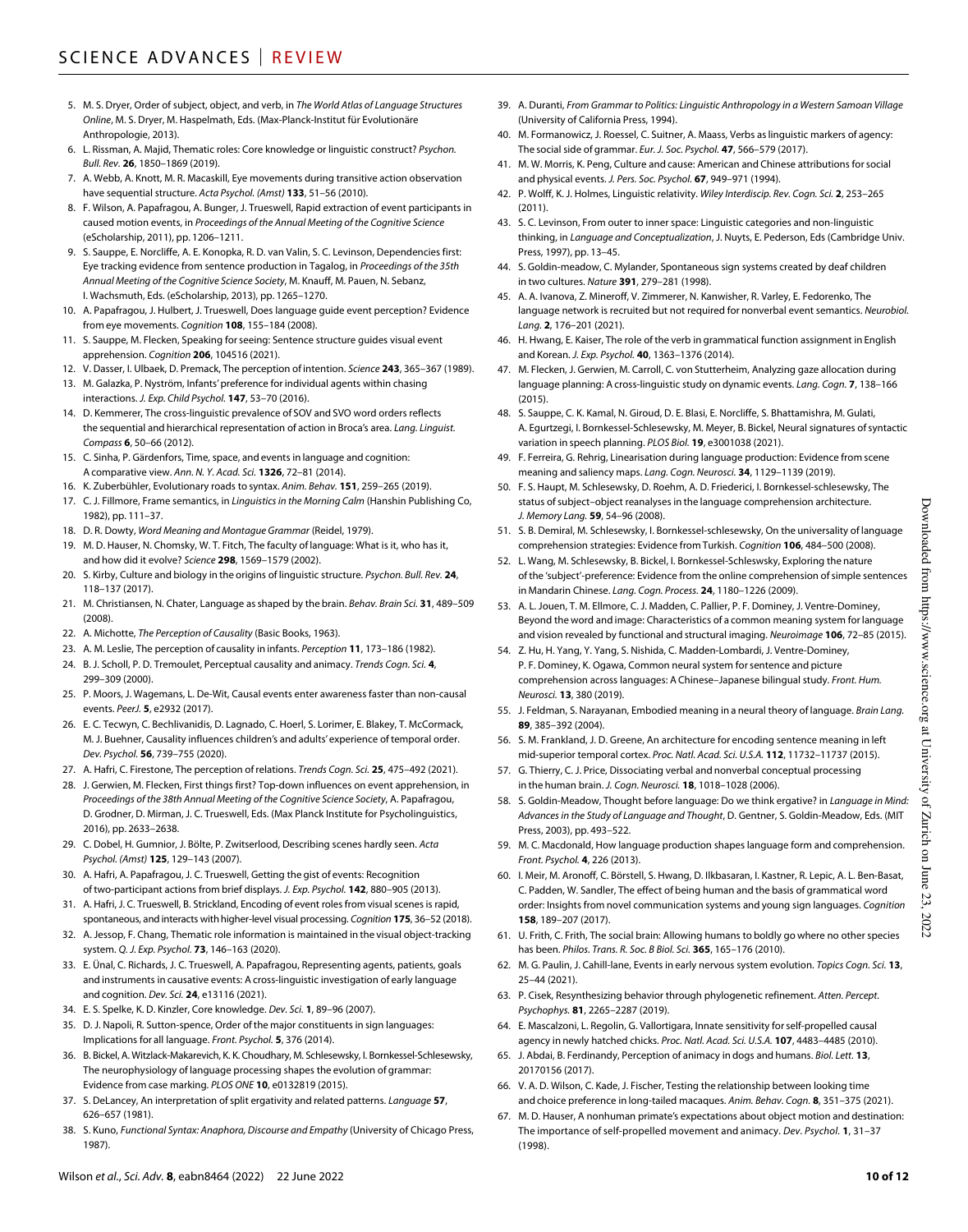5. M. S. Dryer, Order of subject, object, and verb, in *The World Atlas of Language Structures Online*, M. S. Dryer, M. Haspelmath, Eds. (Max-Planck-Institut für Evolutionäre Anthropologie, 2013).
6. L. Rissman, A. Majid, Thematic roles: Core knowledge or linguistic construct? *Psychon. Bull. Rev.* **26**, 1850–1869 (2019).
7. A. Webb, A. Knott, M. R. Macaskill, Eye movements during transitive action observation have sequential structure. *Acta Psychol. (Amst)* **133**, 51–56 (2010).
8. F. Wilson, A. Papafragou, A. Bunger, J. Trueswell, Rapid extraction of event participants in caused motion events, in *Proceedings of the Annual Meeting of the Cognitive Science* (eScholarship, 2011), pp. 1206–1211.
9. S. Sauppe, E. Norcliffe, A. E. Konopka, R. D. van Valin, S. C. Levinson, Dependencies first: Eye tracking evidence from sentence production in Tagalog, in *Proceedings of the 35th Annual Meeting of the Cognitive Science Society*, M. Knauff, M. Pauen, N. Sebanz, I. Wachsmuth, Eds. (eScholarship, 2013), pp. 1265–1270.
10. A. Papafragou, J. Hulbert, J. Trueswell, Does language guide event perception? Evidence from eye movements. *Cognition* **108**, 155–184 (2008).
11. S. Sauppe, M. Flecken, Speaking for seeing: Sentence structure guides visual event apprehension. *Cognition* **206**, 104516 (2021).
12. V. Dasser, I. Ulbaek, D. Premack, The perception of intention. *Science* **243**, 365–367 (1989).
13. M. Galazka, P. Nyström, Infants' preference for individual agents within chasing interactions. *J. Exp. Child Psychol.* **147**, 53–70 (2016).
14. D. Kemmerer, The cross-linguistic prevalence of SOV and SVO word orders reflects the sequential and hierarchical representation of action in Broca's area. *Lang. Linguist. Compass* **6**, 50–66 (2012).
15. C. Sinha, P. Gärdenfors, Time, space, and events in language and cognition: A comparative view. *Ann. N. Y. Acad. Sci.* **1326**, 72–81 (2014).
16. K. Zuberbühler, Evolutionary roads to syntax. *Anim. Behav.* **151**, 259–265 (2019).
17. C. J. Fillmore, Frame semantics, in *Linguistics in the Morning Calm* (Hanshin Publishing Co, 1982), pp. 111–37.
18. D. R. Dowty, *Word Meaning and Montague Grammar* (Reidel, 1979).
19. M. D. Hauser, N. Chomsky, W. T. Fitch, The faculty of language: What is it, who has it, and how did it evolve? *Science* **298**, 1569–1579 (2002).
20. S. Kirby, Culture and biology in the origins of linguistic structure. *Psychon. Bull. Rev.* **24**, 118–137 (2017).
21. M. Christiansen, N. Chater, Language as shaped by the brain. *Behav. Brain Sci.* **31**, 489–509 (2008).
22. A. Michotte, *The Perception of Causality* (Basic Books, 1963).
23. A. M. Leslie, The perception of causality in infants. *Perception* **11**, 173–186 (1982).
24. B. J. Scholl, P. D. Tremoulet, Perceptual causality and animacy. *Trends Cogn. Sci.* **4**, 299–309 (2000).
25. P. Moors, J. Wagemans, L. De-Wit, Causal events enter awareness faster than non-causal events. *PeerJ.* **5**, e2932 (2017).
26. E. C. Tecwyn, C. Bechlivanidis, D. Lagnado, C. Hoerl, S. Lorimer, E. Blakey, T. McCormack, M. J. Buehner, Causality influences children's and adults' experience of temporal order. *Dev. Psychol.* **56**, 739–755 (2020).
27. A. Hafri, C. Firestone, The perception of relations. *Trends Cogn. Sci.* **25**, 475–492 (2021).
28. J. Gerwien, M. Flecken, First things first? Top-down influences on event apprehension, in *Proceedings of the 38th Annual Meeting of the Cognitive Science Society*, A. Papafragou, D. Grodner, D. Mirman, J. C. Trueswell, Eds. (Max Planck Institute for Psycholinguistics, 2016), pp. 2633–2638.
29. C. Dobel, H. Gumnior, J. Bölte, P. Zwitserlood, Describing scenes hardly seen. *Acta Psychol. (Amst)* **125**, 129–143 (2007).
30. A. Hafri, A. Papafragou, J. C. Trueswell, Getting the gist of events: Recognition of two-participant actions from brief displays. *J. Exp. Psychol.* **142**, 880–905 (2013).
31. A. Hafri, J. C. Trueswell, B. Strickland, Encoding of event roles from visual scenes is rapid, spontaneous, and interacts with higher-level visual processing. *Cognition* **175**, 36–52 (2018).
32. A. Jessop, F. Chang, Thematic role information is maintained in the visual object-tracking system. *Q. J. Exp. Psychol.* **73**, 146–163 (2020).
33. E. Ünal, C. Richards, J. C. Trueswell, A. Papafragou, Representing agents, patients, goals and instruments in causative events: A cross-linguistic investigation of early language and cognition. *Dev. Sci.* **24**, e13116 (2021).
34. E. S. Spelke, K. D. Kinzler, Core knowledge. *Dev. Sci.* **1**, 89–96 (2007).
35. D. J. Napoli, R. Sutton-spence, Order of the major constituents in sign languages: Implications for all language. *Front. Psychol.* **5**, 376 (2014).
36. B. Bickel, A. Witzlack-Makarevich, K. K. Choudhary, M. Schlesewsky, I. Bornkessel-Schlesewsky, The neurophysiology of language processing shapes the evolution of grammar: Evidence from case marking. *PLOS ONE* **10**, e0132819 (2015).
37. S. DeLancey, An interpretation of split ergativity and related patterns. *Language* **57**, 626–657 (1981).
38. S. Kuno, *Functional Syntax: Anaphora, Discourse and Empathy* (University of Chicago Press, 1987).
39. A. Duranti, *From Grammar to Politics: Linguistic Anthropology in a Western Samoan Village* (University of California Press, 1994).
40. M. Formanowicz, J. Roessel, C. Suitner, A. Maass, Verbs as linguistic markers of agency: The social side of grammar. *Eur. J. Soc. Psychol.* **47**, 566–579 (2017).
41. M. W. Morris, K. Peng, Culture and cause: American and Chinese attributions for social and physical events. *J. Pers. Soc. Psychol.* **67**, 949–971 (1994).
42. P. Wolff, K. J. Holmes, Linguistic relativity. *Wiley Interdiscip. Rev. Cogn. Sci.* **2**, 253–265 (2011).
43. S. C. Levinson, From outer to inner space: Linguistic categories and non-linguistic thinking, in *Language and Conceptualization*, J. Nuyts, E. Pederson, Eds (Cambridge Univ. Press, 1997), pp. 13–45.
44. S. Goldin-meadow, C. Mylander, Spontaneous sign systems created by deaf children in two cultures. *Nature* **391**, 279–281 (1998).
45. A. A. Ivanova, Z. Mineroff, V. Zimmerer, N. Kanwisher, R. Varley, E. Fedorenko, The language network is recruited but not required for nonverbal event semantics. *Neurobiol. Lang.* **2**, 176–201 (2021).
46. H. Hwang, E. Kaiser, The role of the verb in grammatical function assignment in English and Korean. *J. Exp. Psychol.* **40**, 1363–1376 (2014).
47. M. Flecken, J. Gerwien, M. Carroll, C. von Stutterheim, Analyzing gaze allocation during language planning: A cross-linguistic study on dynamic events. *Lang. Cogn.* **7**, 138–166 (2015).
48. S. Sauppe, C. K. Kamal, N. Giroud, D. E. Blasi, E. Norcliffe, S. Bhattamishra, M. Gulati, A. Egurtzegi, I. Bornkessel-Schlesewsky, M. Meyer, B. Bickel, Neural signatures of syntactic variation in speech planning. *PLOS Biol.* **19**, e3001038 (2021).
49. F. Ferreira, G. Rehrig, Linearisation during language production: Evidence from scene meaning and saliency maps. *Lang. Cogn. Neurosci.* **34**, 1129–1139 (2019).
50. F. S. Haupt, M. Schlesewsky, D. Roehm, A. D. Friederici, I. Bornkessel-schlesewsky, The status of subject–object reanalyses in the language comprehension architecture. *J. Memory Lang.* **59**, 54–96 (2008).
51. S. B. Demiral, M. Schlesewsky, I. Bornkessel-schlesewsky, On the universality of language comprehension strategies: Evidence from Turkish. *Cognition* **106**, 484–500 (2008).
52. L. Wang, M. Schlesewsky, B. Bickel, I. Bornkessel-Schlesewsky, Exploring the nature of the 'subject'-preference: Evidence from the online comprehension of simple sentences in Mandarin Chinese. *Lang. Cogn. Process.* **24**, 1180–1226 (2009).
53. A. L. Jouen, T. M. Ellmore, C. J. Madden, C. Pallier, P. F. Dominey, J. Ventre-Dominey, Beyond the word and image: Characteristics of a common meaning system for language and vision revealed by functional and structural imaging. *Neuroimage* **106**, 72–85 (2015).
54. Z. Hu, H. Yang, Y. Yang, S. Nishida, C. Madden-Lombardi, J. Ventre-Dominey, P. F. Dominey, K. Ogawa, Common neural system for sentence and picture comprehension across languages: A Chinese–Japanese bilingual study. *Front. Hum. Neurosci.* **13**, 380 (2019).
55. J. Feldman, S. Narayanan, Embodied meaning in a neural theory of language. *Brain Lang.* **89**, 385–392 (2004).
56. S. M. Frankland, J. D. Greene, An architecture for encoding sentence meaning in left mid-superior temporal cortex. *Proc. Natl. Acad. Sci. U.S.A.* **112**, 11732–11737 (2015).
57. G. Thierry, C. J. Price, Dissociating verbal and nonverbal conceptual processing in the human brain. *J. Cogn. Neurosci.* **18**, 1018–1028 (2006).
58. S. Goldin-Meadow, Thought before language: Do we think ergative? in *Language in Mind: Advances in the Study of Language and Thought*, D. Gentner, S. Goldin-Meadow, Eds. (MIT Press, 2003), pp. 493–522.
59. M. C. Macdonald, How language production shapes language form and comprehension. *Front. Psychol.* **4**, 226 (2013).
60. I. Meir, M. Aronoff, C. Börstell, S. Hwang, D. Ilkbasaran, I. Kastner, R. Lepic, A. L. Ben-Basat, C. Padden, W. Sandler, The effect of being human and the basis of grammatical word order: Insights from novel communication systems and young sign languages. *Cognition* **158**, 189–207 (2017).
61. U. Frith, C. Frith, The social brain: Allowing humans to boldly go where no other species has been. *Philos. Trans. R. Soc. B Biol. Sci.* **365**, 165–176 (2010).
62. M. G. Paulin, J. Cahill-lane, Events in early nervous system evolution. *Topics Cogn. Sci.* **13**, 25–44 (2021).
63. P. Cisek, Resynthesizing behavior through phylogenetic refinement. *Atten. Percept. Psychophys.* **81**, 2265–2287 (2019).
64. E. Mascalzoni, L. Regolin, G. Vallortigara, Innate sensitivity for self-propelled causal agency in newly hatched chicks. *Proc. Natl. Acad. Sci. U.S.A.* **107**, 4483–4485 (2010).
65. J. Abdai, B. Ferdinandy, Perception of animacy in dogs and humans. *Biol. Lett.* **13**, 20170156 (2017).
66. V. A. D. Wilson, C. Kade, J. Fischer, Testing the relationship between looking time and choice preference in long-tailed macaques. *Anim. Behav. Cogn.* **8**, 351–375 (2021).
67. M. D. Hauser, A nonhuman primate's expectations about object motion and destination: The importance of self-propelled movement and animacy. *Dev. Psychol.* **1**, 31–37 (1998).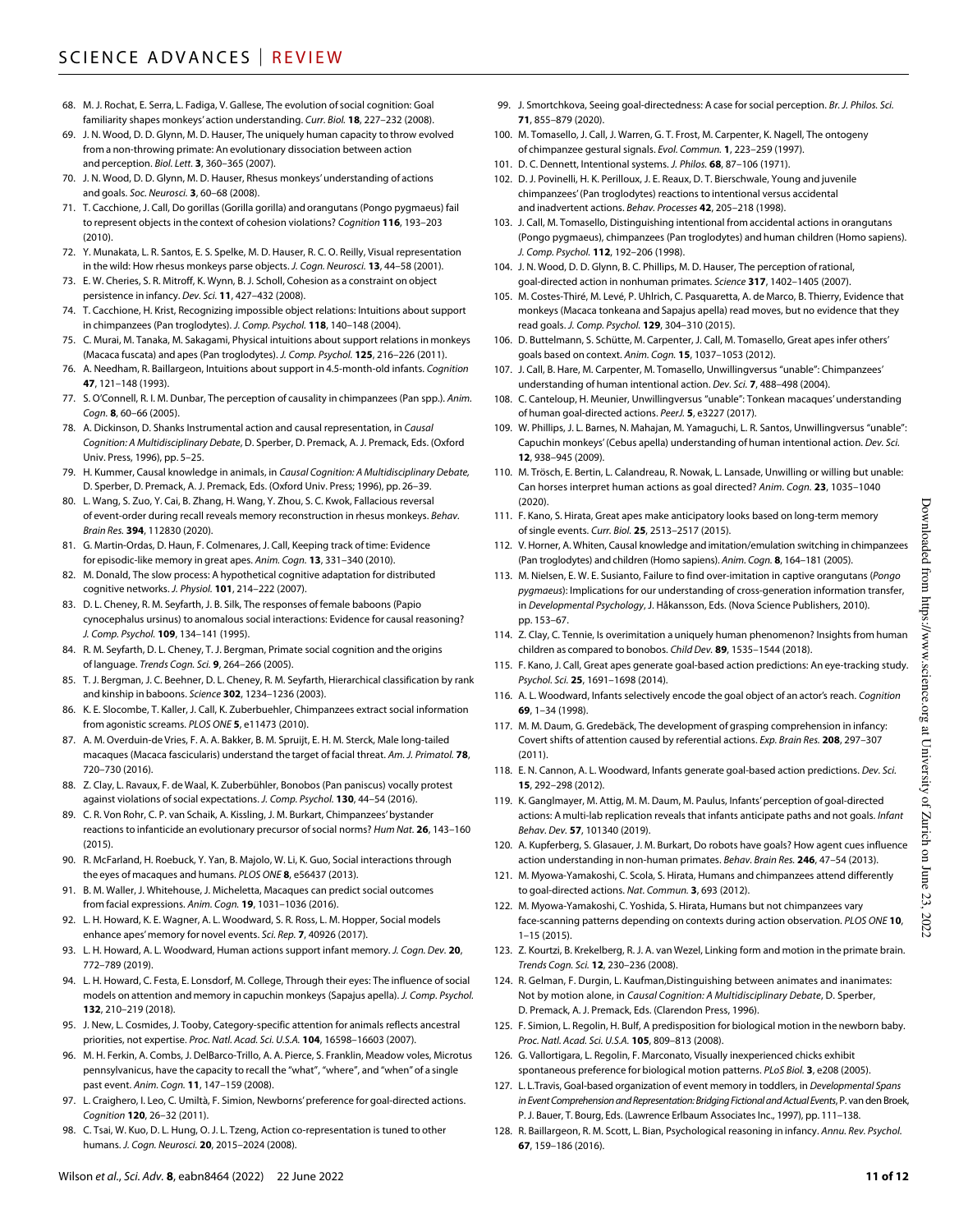68. M. J. Rochat, E. Serra, L. Fadiga, V. Gallese, The evolution of social cognition: Goal familiarity shapes monkeys' action understanding. *Curr. Biol.* **18**, 227–232 (2008).
69. J. N. Wood, D. D. Glynn, M. D. Hauser, The uniquely human capacity to throw evolved from a non-throwing primate: An evolutionary dissociation between action and perception. *Biol. Lett.* **3**, 360–365 (2007).
70. J. N. Wood, D. D. Glynn, M. D. Hauser, Rhesus monkeys' understanding of actions and goals. *Soc. Neurosci.* **3**, 60–68 (2008).
71. T. Cacchione, J. Call, Do gorillas (Gorilla gorilla) and orangutans (Pongo pygmaeus) fail to represent objects in the context of cohesion violations? *Cognition* **116**, 193–203 (2010).
72. Y. Munakata, L. R. Santos, E. S. Spelke, M. D. Hauser, R. C. O. Reilly, Visual representation in the wild: How rhesus monkeys parse objects. *J. Cogn. Neurosci.* **13**, 44–58 (2001).
73. E. W. Cheries, S. R. Mitroff, K. Wynn, B. J. Scholl, Cohesion as a constraint on object persistence in infancy. *Dev. Sci.* **11**, 427–432 (2008).
74. T. Cacchione, H. Krist, Recognizing impossible object relations: Intuitions about support in chimpanzees (Pan troglodytes). *J. Comp. Psychol.* **118**, 140–148 (2004).
75. C. Murai, M. Tanaka, M. Sakagami, Physical intuitions about support relations in monkeys (Macaca fuscata) and apes (Pan troglodytes). *J. Comp. Psychol.* **125**, 216–226 (2011).
76. A. Needham, R. Baillargeon, Intuitions about support in 4.5-month-old infants. *Cognition* **47**, 121–148 (1993).
77. S. O'Connell, R. I. M. Dunbar, The perception of causality in chimpanzees (Pan spp.). *Anim. Cogn.* **8**, 60–66 (2005).
78. A. Dickinson, D. Shanks Instrumental action and causal representation, in *Causal Cognition: A Multidisciplinary Debate*, D. Sperber, D. Premack, A. J. Premack, Eds. (Oxford Univ. Press, 1996), pp. 5–25.
79. H. Kummer, Causal knowledge in animals, in *Causal Cognition: A Multidisciplinary Debate,* D. Sperber, D. Premack, A. J. Premack, Eds. (Oxford Univ. Press; 1996), pp. 26–39.
80. L. Wang, S. Zuo, Y. Cai, B. Zhang, H. Wang, Y. Zhou, S. C. Kwok, Fallacious reversal of event-order during recall reveals memory reconstruction in rhesus monkeys. *Behav. Brain Res.* **394**, 112830 (2020).
81. G. Martin-Ordas, D. Haun, F. Colmenares, J. Call, Keeping track of time: Evidence for episodic-like memory in great apes. *Anim. Cogn.* **13**, 331–340 (2010).
82. M. Donald, The slow process: A hypothetical cognitive adaptation for distributed cognitive networks. *J. Physiol.* **101**, 214–222 (2007).
83. D. L. Cheney, R. M. Seyfarth, J. B. Silk, The responses of female baboons (Papio cynocephalus ursinus) to anomalous social interactions: Evidence for causal reasoning? *J. Comp. Psychol.* **109**, 134–141 (1995).
84. R. M. Seyfarth, D. L. Cheney, T. J. Bergman, Primate social cognition and the origins of language. *Trends Cogn. Sci.* **9**, 264–266 (2005).
85. T. J. Bergman, J. C. Beehner, D. L. Cheney, R. M. Seyfarth, Hierarchical classification by rank and kinship in baboons. *Science* **302**, 1234–1236 (2003).
86. K. E. Slocombe, T. Kaller, J. Call, K. Zuberbuehler, Chimpanzees extract social information from agonistic screams. *PLOS ONE* **5**, e11473 (2010).
87. A. M. Overduin-de Vries, F. A. A. Bakker, B. M. Spruijt, E. H. M. Sterck, Male long-tailed macaques (Macaca fascicularis) understand the target of facial threat. *Am. J. Primatol.* **78**, 720–730 (2016).
88. Z. Clay, L. Ravaux, F. de Waal, K. Zuberbühler, Bonobos (Pan paniscus) vocally protest against violations of social expectations. *J. Comp. Psychol.* **130**, 44–54 (2016).
89. C. R. Von Rohr, C. P. van Schaik, A. Kissling, J. M. Burkart, Chimpanzees' bystander reactions to infanticide an evolutionary precursor of social norms? *Hum Nat*. **26**, 143–160 (2015).
90. R. McFarland, H. Roebuck, Y. Yan, B. Majolo, W. Li, K. Guo, Social interactions through the eyes of macaques and humans. *PLOS ONE* **8**, e56437 (2013).
91. B. M. Waller, J. Whitehouse, J. Micheletta, Macaques can predict social outcomes from facial expressions. *Anim. Cogn.* **19**, 1031–1036 (2016).
92. L. H. Howard, K. E. Wagner, A. L. Woodward, S. R. Ross, L. M. Hopper, Social models enhance apes' memory for novel events. *Sci. Rep.* **7**, 40926 (2017).
93. L. H. Howard, A. L. Woodward, Human actions support infant memory. *J. Cogn. Dev.* **20**, 772–789 (2019).
94. L. H. Howard, C. Festa, E. Lonsdorf, M. College, Through their eyes: The influence of social models on attention and memory in capuchin monkeys (Sapajus apella). *J. Comp. Psychol.* **132**, 210–219 (2018).
95. J. New, L. Cosmides, J. Tooby, Category-specific attention for animals reflects ancestral priorities, not expertise. *Proc. Natl. Acad. Sci. U.S.A.* **104**, 16598–16603 (2007).
96. M. H. Ferkin, A. Combs, J. DelBarco-Trillo, A. A. Pierce, S. Franklin, Meadow voles, Microtus pennsylvanicus, have the capacity to recall the "what", "where", and "when" of a single past event. *Anim. Cogn.* **11**, 147–159 (2008).
97. L. Craighero, I. Leo, C. Umiltà, F. Simion, Newborns' preference for goal-directed actions. *Cognition* **120**, 26–32 (2011).
98. C. Tsai, W. Kuo, D. L. Hung, O. J. L. Tzeng, Action co-representation is tuned to other humans. *J. Cogn. Neurosci.* **20**, 2015–2024 (2008).
99. J. Smortchkova, Seeing goal-directedness: A case for social perception. *Br. J. Philos. Sci.* **71**, 855–879 (2020).
100. M. Tomasello, J. Call, J. Warren, G. T. Frost, M. Carpenter, K. Nagell, The ontogeny of chimpanzee gestural signals. *Evol. Commun.* **1**, 223–259 (1997).
101. D. C. Dennett, Intentional systems. *J. Philos.* **68**, 87–106 (1971).
102. D. J. Povinelli, H. K. Perilloux, J. E. Reaux, D. T. Bierschwale, Young and juvenile chimpanzees' (Pan troglodytes) reactions to intentional versus accidental and inadvertent actions. *Behav. Processes* **42**, 205–218 (1998).
103. J. Call, M. Tomasello, Distinguishing intentional from accidental actions in orangutans (Pongo pygmaeus), chimpanzees (Pan troglodytes) and human children (Homo sapiens). *J. Comp. Psychol.* **112**, 192–206 (1998).
104. J. N. Wood, D. D. Glynn, B. C. Phillips, M. D. Hauser, The perception of rational, goal-directed action in nonhuman primates. *Science* **317**, 1402–1405 (2007).
105. M. Costes-Thiré, M. Levé, P. Uhlrich, C. Pasquaretta, A. de Marco, B. Thierry, Evidence that monkeys (Macaca tonkeana and Sapajus apella) read moves, but no evidence that they read goals. *J. Comp. Psychol.* **129**, 304–310 (2015).
106. D. Buttelmann, S. Schütte, M. Carpenter, J. Call, M. Tomasello, Great apes infer others' goals based on context. *Anim. Cogn.* **15**, 1037–1053 (2012).
107. J. Call, B. Hare, M. Carpenter, M. Tomasello, Unwilling versus "unable": Chimpanzees' understanding of human intentional action. *Dev. Sci.* **7**, 488–498 (2004).
108. C. Canteloup, H. Meunier, Unwillingversus "unable": Tonkean macaques' understanding of human goal-directed actions. *PeerJ.* **5**, e3227 (2017).
109. W. Phillips, J. L. Barnes, N. Mahajan, M. Yamaguchi, L. R. Santos, Unwillingversus "unable": Capuchin monkeys' (Cebus apella) understanding of human intentional action. *Dev. Sci.* **12**, 938–945 (2009).
110. M. Trösch, E. Bertin, L. Calandreau, R. Nowak, L. Lansade, Unwilling or willing but unable: Can horses interpret human actions as goal directed? *Anim. Cogn.* **23**, 1035–1040 (2020).
111. F. Kano, S. Hirata, Great apes make anticipatory looks based on long-term memory of single events. *Curr. Biol.* **25**, 2513–2517 (2015).
112. V. Horner, A. Whiten, Causal knowledge and imitation/emulation switching in chimpanzees (Pan troglodytes) and children (Homo sapiens). *Anim. Cogn.* **8**, 164–181 (2005).
113. M. Nielsen, E. W. E. Susianto, Failure to find over-imitation in captive orangutans (*Pongo pygmaeus*): Implications for our understanding of cross-generation information transfer, in *Developmental Psychology*, J. Håkansson, Eds. (Nova Science Publishers, 2010). pp. 153–67.
114. Z. Clay, C. Tennie, Is overimitation a uniquely human phenomenon? Insights from human children as compared to bonobos. *Child Dev.* **89**, 1535–1544 (2018).
115. F. Kano, J. Call, Great apes generate goal-based action predictions: An eye-tracking study. *Psychol. Sci.* **25**, 1691–1698 (2014).
116. A. L. Woodward, Infants selectively encode the goal object of an actor's reach. *Cognition* **69**, 1–34 (1998).
117. M. M. Daum, G. Gredebäck, The development of grasping comprehension in infancy: Covert shifts of attention caused by referential actions. *Exp. Brain Res.* **208**, 297–307 (2011).
118. E. N. Cannon, A. L. Woodward, Infants generate goal-based action predictions. *Dev. Sci.* **15**, 292–298 (2012).
119. K. Ganglmayer, M. Attig, M. M. Daum, M. Paulus, Infants' perception of goal-directed actions: A multi-lab replication reveals that infants anticipate paths and not goals. *Infant Behav. Dev.* **57**, 101340 (2019).
120. A. Kupferberg, S. Glasauer, J. M. Burkart, Do robots have goals? How agent cues influence action understanding in non-human primates. *Behav. Brain Res.* **246**, 47–54 (2013).
121. M. Myowa-Yamakoshi, C. Scola, S. Hirata, Humans and chimpanzees attend differently to goal-directed actions. *Nat. Commun.* **3**, 693 (2012).
122. M. Myowa-Yamakoshi, C. Yoshida, S. Hirata, Humans but not chimpanzees vary face-scanning patterns depending on contexts during action observation. *PLOS ONE* **10**, 1–15 (2015).
123. Z. Kourtzi, B. Krekelberg, R. J. A. van Wezel, Linking form and motion in the primate brain. *Trends Cogn. Sci.* **12**, 230–236 (2008).
124. R. Gelman, F. Durgin, L. Kaufman,Distinguishing between animates and inanimates: Not by motion alone, in *Causal Cognition: A Multidisciplinary Debate*, D. Sperber, D. Premack, A. J. Premack, Eds. (Clarendon Press, 1996).
125. F. Simion, L. Regolin, H. Bulf, A predisposition for biological motion in the newborn baby. *Proc. Natl. Acad. Sci. U.S.A.* **105**, 809–813 (2008).
126. G. Vallortigara, L. Regolin, F. Marconato, Visually inexperienced chicks exhibit spontaneous preference for biological motion patterns. *PLoS Biol.* **3**, e208 (2005).
127. L. L.Travis, Goal-based organization of event memory in toddlers, in *Developmental Spans in Event Comprehension and Representation: Bridging Fictional and Actual Events*, P. van den Broek, P. J. Bauer, T. Bourg, Eds. (Lawrence Erlbaum Associates Inc., 1997), pp. 111–138.
128. R. Baillargeon, R. M. Scott, L. Bian, Psychological reasoning in infancy. *Annu. Rev. Psychol.* **67**, 159–186 (2016).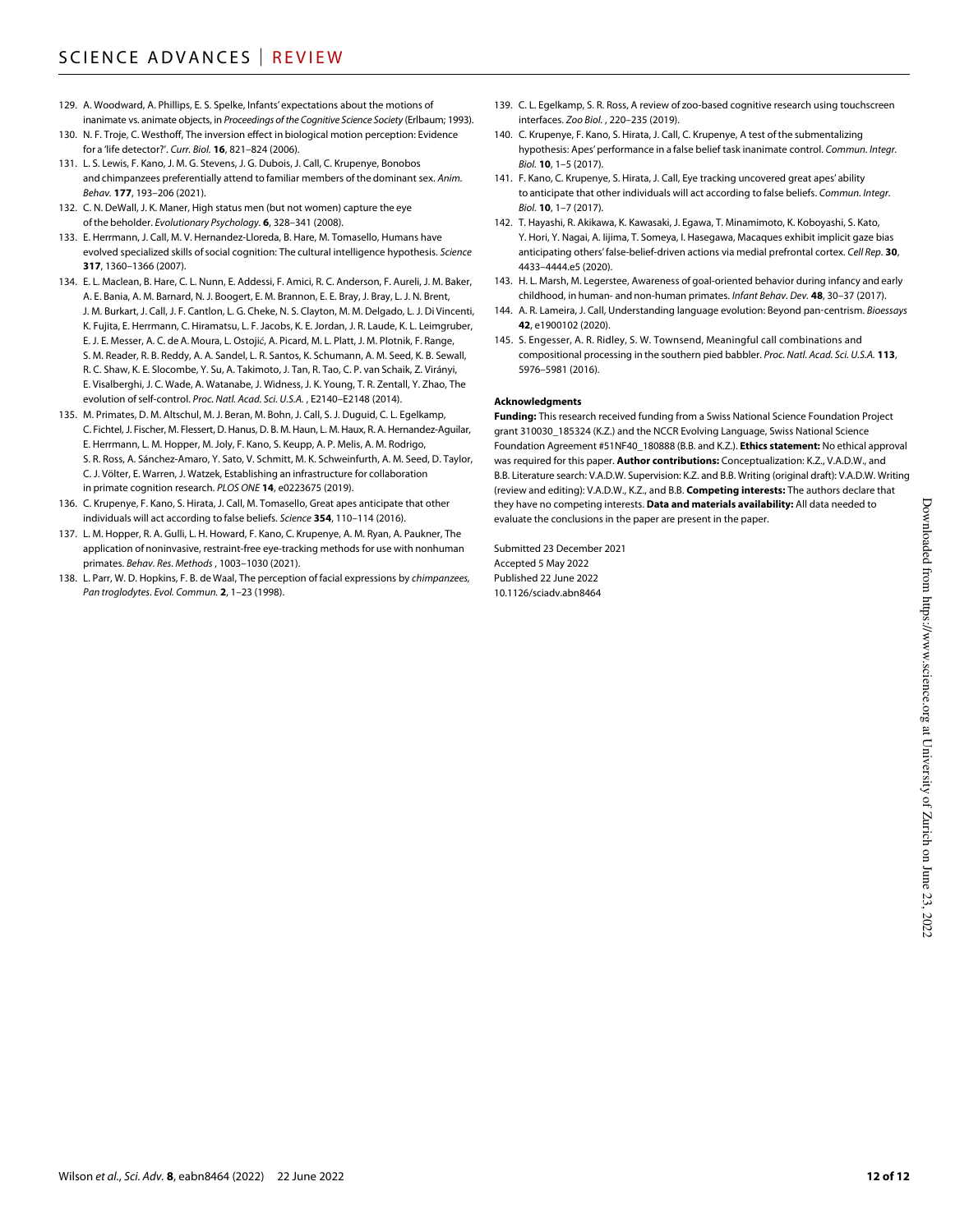129. A. Woodward, A. Phillips, E. S. Spelke, Infants' expectations about the motions of inanimate vs. animate objects, in *Proceedings of the Cognitive Science Society* (Erlbaum; 1993).

130. N. F. Troje, C. Westhoff, The inversion effect in biological motion perception: Evidence for a 'life detector?'. *Curr. Biol.* **16**, 821–824 (2006).

131. L. S. Lewis, F. Kano, J. M. G. Stevens, J. G. Dubois, J. Call, C. Krupenye, Bonobos and chimpanzees preferentially attend to familiar members of the dominant sex. *Anim. Behav.* **177**, 193–206 (2021).

132. C. N. DeWall, J. K. Maner, High status men (but not women) capture the eye of the beholder. *Evolutionary Psychology.* **6**, 328–341 (2008).

133. E. Herrmann, J. Call, M. V. Hernandez-Lloreda, B. Hare, M. Tomasello, Humans have evolved specialized skills of social cognition: The cultural intelligence hypothesis. *Science* **317**, 1360–1366 (2007).

134. E. L. Maclean, B. Hare, C. L. Nunn, E. Addessi, F. Amici, R. C. Anderson, F. Aureli, J. M. Baker, A. E. Bania, A. M. Barnard, N. J. Boogert, E. M. Brannon, E. E. Bray, J. Bray, L. J. N. Brent, J. M. Burkart, J. Call, J. F. Cantlon, L. G. Cheke, N. S. Clayton, M. M. Delgado, L. J. Di Vincenti, K. Fujita, E. Herrmann, C. Hiramatsu, L. F. Jacobs, K. E. Jordan, J. R. Laude, K. L. Leimgruber, E. J. E. Messer, A. C. de A. Moura, L. Ostojić, A. Picard, M. L. Platt, J. M. Plotnik, F. Range, S. M. Reader, R. B. Reddy, A. A. Sandel, L. R. Santos, K. Schumann, A. M. Seed, K. B. Sewall, R. C. Shaw, K. E. Slocombe, Y. Su, A. Takimoto, J. Tan, R. Tao, C. P. van Schaik, Z. Virányi, E. Visalberghi, J. C. Wade, A. Watanabe, J. Widness, J. K. Young, T. R. Zentall, Y. Zhao, The evolution of self-control. *Proc. Natl. Acad. Sci. U.S.A.* , E2140–E2148 (2014).

135. M. Primates, D. M. Altschul, M. J. Beran, M. Bohn, J. Call, S. J. Duguid, C. L. Egelkamp, C. Fichtel, J. Fischer, M. Flessert, D. Hanus, D. B. M. Haun, L. M. Haux, R. A. Hernandez-Aguilar, E. Herrmann, L. M. Hopper, M. Joly, F. Kano, S. Keupp, A. P. Melis, A. M. Rodrigo, S. R. Ross, A. Sánchez-Amaro, Y. Sato, V. Schmitt, M. K. Schweinfurth, A. M. Seed, D. Taylor, C. J. Völter, E. Warren, J. Watzek, Establishing an infrastructure for collaboration in primate cognition research. *PLOS ONE* **14**, e0223675 (2019).

136. C. Krupenye, F. Kano, S. Hirata, J. Call, M. Tomasello, Great apes anticipate that other individuals will act according to false beliefs. *Science* **354**, 110–114 (2016).

137. L. M. Hopper, R. A. Gulli, L. H. Howard, F. Kano, C. Krupenye, A. M. Ryan, A. Paukner, The application of noninvasive, restraint-free eye-tracking methods for use with nonhuman primates. *Behav. Res. Methods* , 1003–1030 (2021).

138. L. Parr, W. D. Hopkins, F. B. de Waal, The perception of facial expressions by *chimpanzees, Pan troglodytes*. *Evol. Commun.* **2**, 1–23 (1998).

139. C. L. Egelkamp, S. R. Ross, A review of zoo-based cognitive research using touchscreen interfaces. *Zoo Biol.* , 220–235 (2019).

140. C. Krupenye, F. Kano, S. Hirata, J. Call, C. Krupenye, A test of the submentalizing hypothesis: Apes' performance in a false belief task inanimate control. *Commun. Integr. Biol.* **10**, 1–5 (2017).

141. F. Kano, C. Krupenye, S. Hirata, J. Call, Eye tracking uncovered great apes' ability to anticipate that other individuals will act according to false beliefs. *Commun. Integr. Biol.* **10**, 1–7 (2017).

142. T. Hayashi, R. Akikawa, K. Kawasaki, J. Egawa, T. Minamimoto, K. Koboyashi, S. Kato, Y. Hori, Y. Nagai, A. Iijima, T. Someya, I. Hasegawa, Macaques exhibit implicit gaze bias anticipating others' false-belief-driven actions via medial prefrontal cortex. *Cell Rep.* **30**, 4433–4444.e5 (2020).

143. H. L. Marsh, M. Legerstee, Awareness of goal-oriented behavior during infancy and early childhood, in human- and non-human primates. *Infant Behav. Dev.* **48**, 30–37 (2017).

144. A. R. Lameira, J. Call, Understanding language evolution: Beyond pan-centrism. *Bioessays* **42**, e1900102 (2020).

145. S. Engesser, A. R. Ridley, S. W. Townsend, Meaningful call combinations and compositional processing in the southern pied babbler. *Proc. Natl. Acad. Sci. U.S.A.* **113**, 5976–5981 (2016).

#### Acknowledgments

**Funding:** This research received funding from a Swiss National Science Foundation Project grant 310030_185324 (K.Z.) and the NCCR Evolving Language, Swiss National Science Foundation Agreement #51NF40_180888 (B.B. and K.Z.). **Ethics statement:** No ethical approval was required for this paper. **Author contributions:** Conceptualization: K.Z., V.A.D.W., and B.B. Literature search: V.A.D.W. Supervision: K.Z. and B.B. Writing (original draft): V.A.D.W. Writing (review and editing): V.A.D.W., K.Z., and B.B. **Competing interests:** The authors declare that they have no competing interests. **Data and materials availability:** All data needed to evaluate the conclusions in the paper are present in the paper.

Submitted 23 December 2021
Accepted 5 May 2022
Published 22 June 2022
10.1126/sciadv.abn8464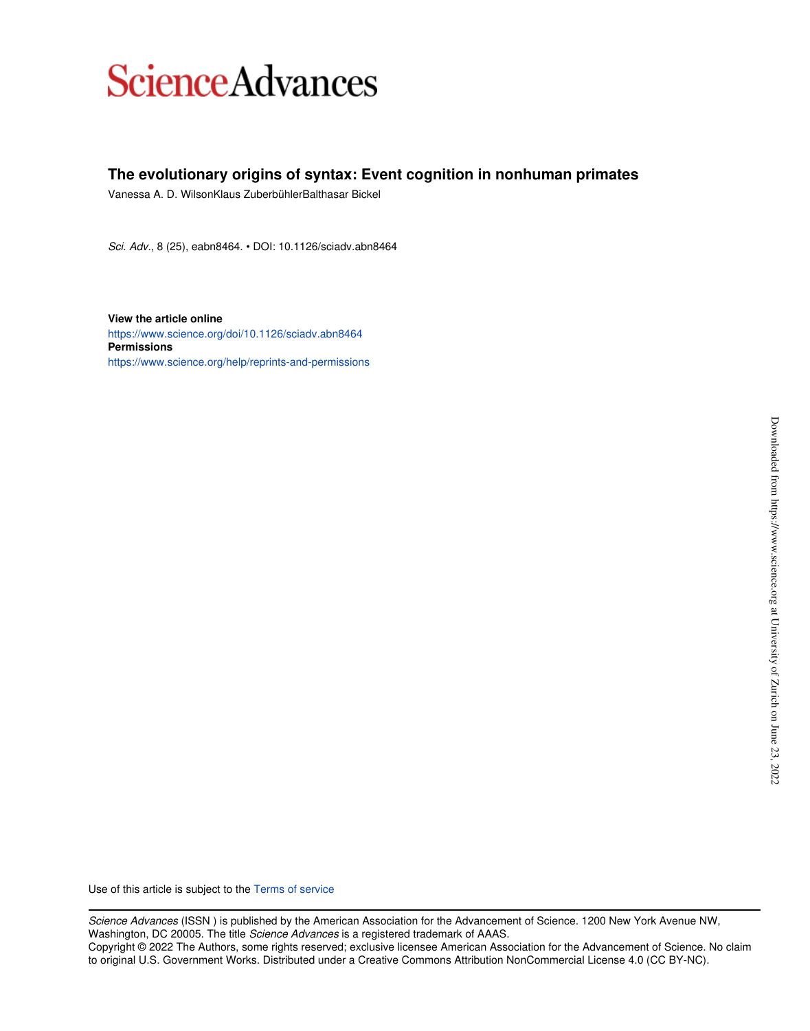# ScienceAdvances

## The evolutionary origins of syntax: Event cognition in nonhuman primates

Vanessa A. D. WilsonKlaus ZuberbühlerBalthasar Bickel

*Sci. Adv.*, 8 (25), eabn8464. • DOI: 10.1126/sciadv.abn8464

**View the article online**
https://www.science.org/doi/10.1126/sciadv.abn8464
**Permissions**
https://www.science.org/help/reprints-and-permissions

Use of this article is subject to the Terms of service

*Science Advances* (ISSN ) is published by the American Association for the Advancement of Science. 1200 New York Avenue NW, Washington, DC 20005. The title *Science Advances* is a registered trademark of AAAS.
Copyright © 2022 The Authors, some rights reserved; exclusive licensee American Association for the Advancement of Science. No claim to original U.S. Government Works. Distributed under a Creative Commons Attribution NonCommercial License 4.0 (CC BY-NC).